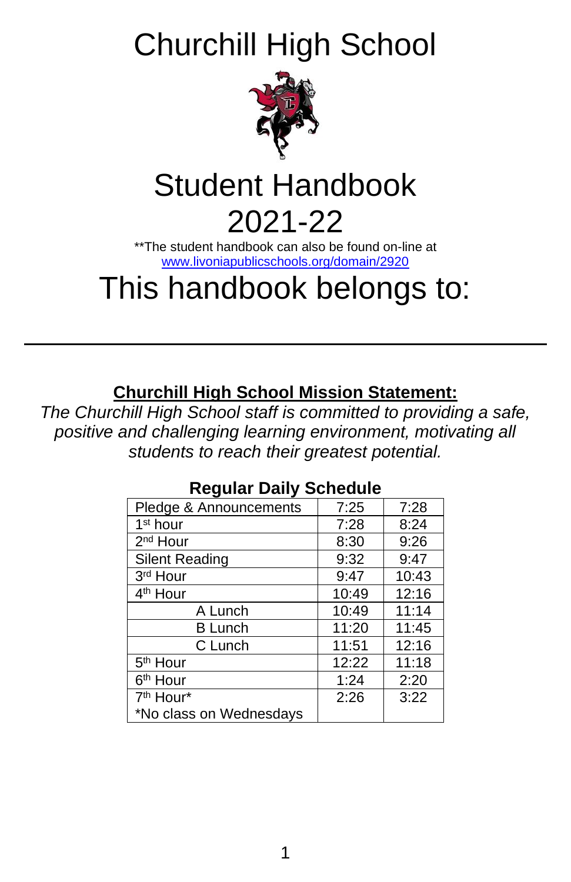# Churchill High School

# Student Handbook 2021-22

**The student handbook can also be found on-line at www.livoniapublicschools.org/domain/2920

# This handbook belongs to:

---

**Churchill High School Mission Statement:**

*The Churchill High School staff is committed to providing a safe, positive and challenging learning environment, motivating all students to reach their greatest potential.*

## Regular Daily Schedule

| | | |
|---|---|---|
| Pledge & Announcements | 7:25 | 7:28 |
| 1st hour | 7:28 | 8:24 |
| 2nd Hour | 8:30 | 9:26 |
| Silent Reading | 9:32 | 9:47 |
| 3rd Hour | 9:47 | 10:43 |
| 4th Hour | 10:49 | 12:16 |
| A Lunch | 10:49 | 11:14 |
| B Lunch | 11:20 | 11:45 |
| C Lunch | 11:51 | 12:16 |
| 5th Hour | 12:22 | 11:18 |
| 6th Hour | 1:24 | 2:20 |
| 7th Hour* *No class on Wednesdays | 2:26 | 3:22 |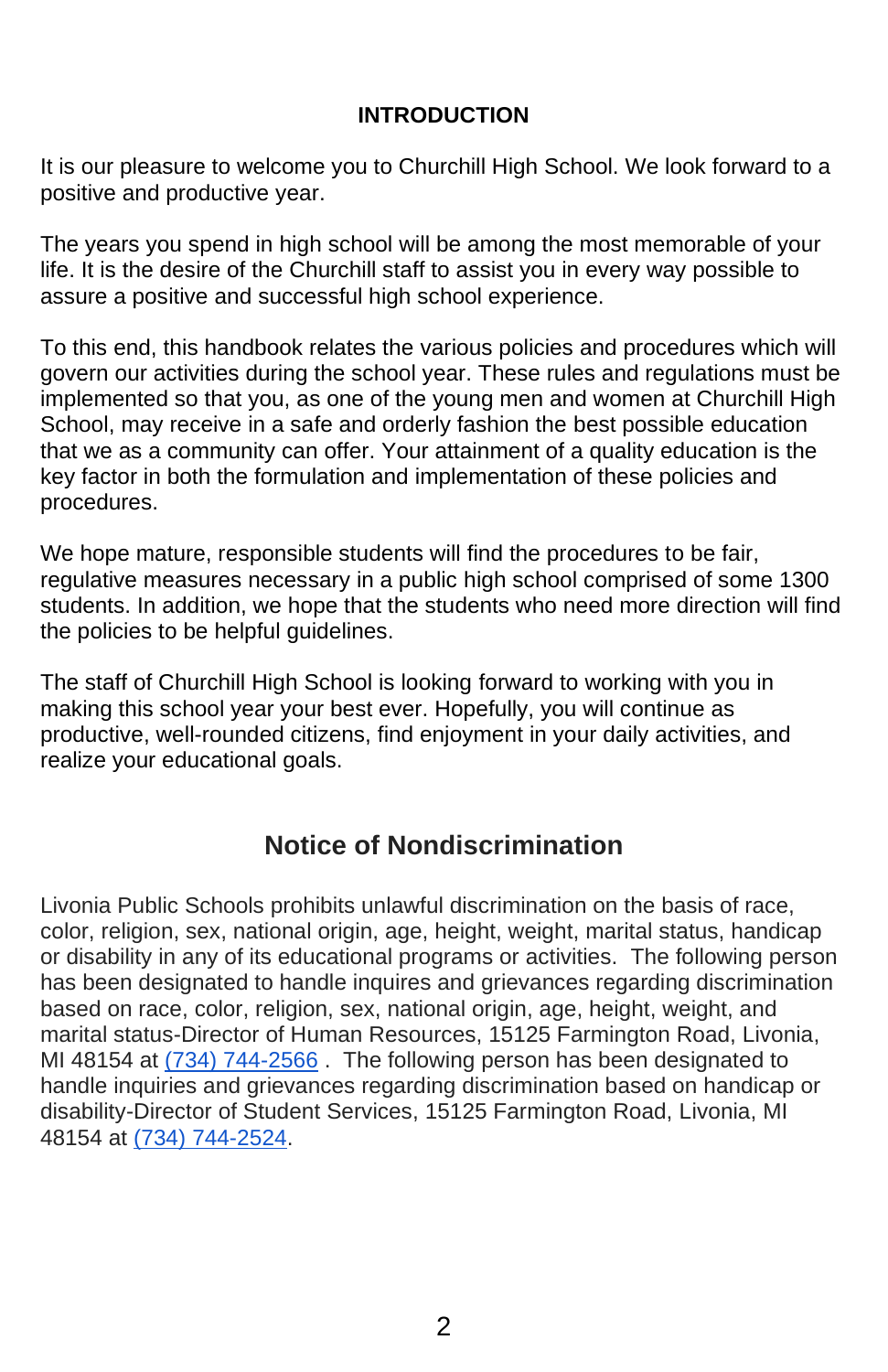## INTRODUCTION

It is our pleasure to welcome you to Churchill High School. We look forward to a positive and productive year.

The years you spend in high school will be among the most memorable of your life. It is the desire of the Churchill staff to assist you in every way possible to assure a positive and successful high school experience.

To this end, this handbook relates the various policies and procedures which will govern our activities during the school year. These rules and regulations must be implemented so that you, as one of the young men and women at Churchill High School, may receive in a safe and orderly fashion the best possible education that we as a community can offer. Your attainment of a quality education is the key factor in both the formulation and implementation of these policies and procedures.

We hope mature, responsible students will find the procedures to be fair, regulative measures necessary in a public high school comprised of some 1300 students. In addition, we hope that the students who need more direction will find the policies to be helpful guidelines.

The staff of Churchill High School is looking forward to working with you in making this school year your best ever. Hopefully, you will continue as productive, well-rounded citizens, find enjoyment in your daily activities, and realize your educational goals.

## Notice of Nondiscrimination

Livonia Public Schools prohibits unlawful discrimination on the basis of race, color, religion, sex, national origin, age, height, weight, marital status, handicap or disability in any of its educational programs or activities. The following person has been designated to handle inquires and grievances regarding discrimination based on race, color, religion, sex, national origin, age, height, weight, and marital status-Director of Human Resources, 15125 Farmington Road, Livonia, MI 48154 at (734) 744-2566 . The following person has been designated to handle inquiries and grievances regarding discrimination based on handicap or disability-Director of Student Services, 15125 Farmington Road, Livonia, MI 48154 at (734) 744-2524.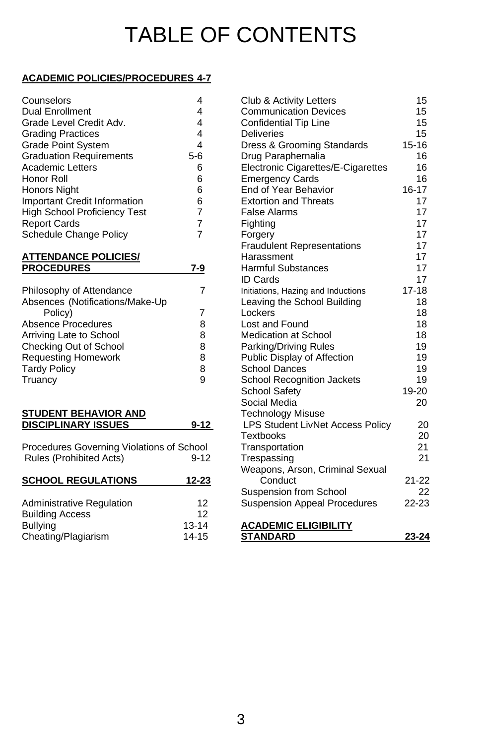# TABLE OF CONTENTS

**ACADEMIC POLICIES/PROCEDURES 4-7**

| | |
|---|---|
| Counselors | 4 |
| Dual Enrollment | 4 |
| Grade Level Credit Adv. | 4 |
| Grading Practices | 4 |
| Grade Point System | 4 |
| Graduation Requirements | 5-6 |
| Academic Letters | 6 |
| Honor Roll | 6 |
| Honors Night | 6 |
| Important Credit Information | 6 |
| High School Proficiency Test | 7 |
| Report Cards | 7 |
| Schedule Change Policy | 7 |

**ATTENDANCE POLICIES/ PROCEDURES 7-9**

| | |
|---|---|
| Philosophy of Attendance | 7 |
| Absences (Notifications/Make-Up Policy) | 7 |
| Absence Procedures | 8 |
| Arriving Late to School | 8 |
| Checking Out of School | 8 |
| Requesting Homework | 8 |
| Tardy Policy | 8 |
| Truancy | 9 |

**STUDENT BEHAVIOR AND DISCIPLINARY ISSUES 9-12**

| | |
|---|---|
| Procedures Governing Violations of School Rules (Prohibited Acts) | 9-12 |

**SCHOOL REGULATIONS 12-23**

| | |
|---|---|
| Administrative Regulation | 12 |
| Building Access | 12 |
| Bullying | 13-14 |
| Cheating/Plagiarism | 14-15 |
| Club & Activity Letters | 15 |
| Communication Devices | 15 |
| Confidential Tip Line | 15 |
| Deliveries | 15 |
| Dress & Grooming Standards | 15-16 |
| Drug Paraphernalia | 16 |
| Electronic Cigarettes/E-Cigarettes | 16 |
| Emergency Cards | 16 |
| End of Year Behavior | 16-17 |
| Extortion and Threats | 17 |
| False Alarms | 17 |
| Fighting | 17 |
| Forgery | 17 |
| Fraudulent Representations | 17 |
| Harassment | 17 |
| Harmful Substances | 17 |
| ID Cards | 17 |
| Initiations, Hazing and Inductions | 17-18 |
| Leaving the School Building | 18 |
| Lockers | 18 |
| Lost and Found | 18 |
| Medication at School | 18 |
| Parking/Driving Rules | 19 |
| Public Display of Affection | 19 |
| School Dances | 19 |
| School Recognition Jackets | 19 |
| School Safety | 19-20 |
| Social Media | 20 |
| Technology Misuse LPS Student LivNet Access Policy | 20 |
| Textbooks | 20 |
| Transportation | 21 |
| Trespassing | 21 |
| Weapons, Arson, Criminal Sexual Conduct | 21-22 |
| Suspension from School | 22 |
| Suspension Appeal Procedures | 22-23 |

**ACADEMIC ELIGIBILITY STANDARD 23-24**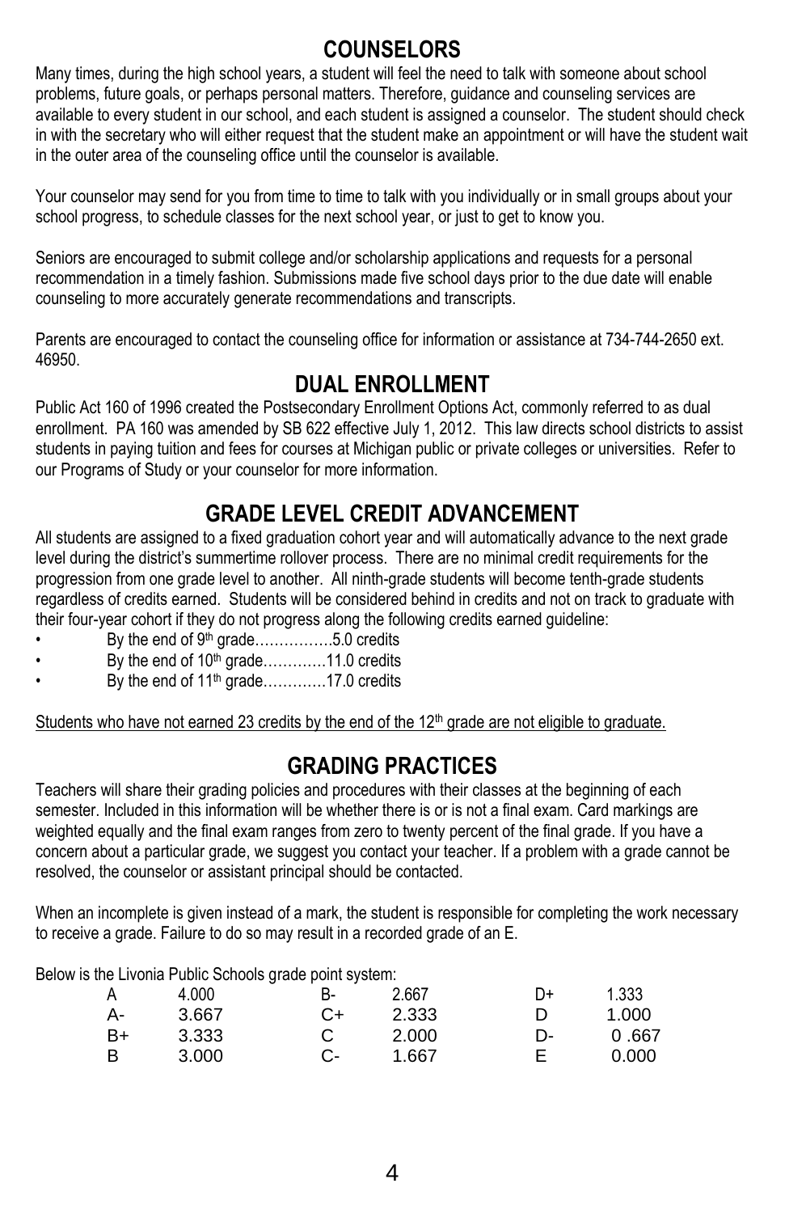## COUNSELORS

Many times, during the high school years, a student will feel the need to talk with someone about school problems, future goals, or perhaps personal matters. Therefore, guidance and counseling services are available to every student in our school, and each student is assigned a counselor. The student should check in with the secretary who will either request that the student make an appointment or will have the student wait in the outer area of the counseling office until the counselor is available.

Your counselor may send for you from time to time to talk with you individually or in small groups about your school progress, to schedule classes for the next school year, or just to get to know you.

Seniors are encouraged to submit college and/or scholarship applications and requests for a personal recommendation in a timely fashion. Submissions made five school days prior to the due date will enable counseling to more accurately generate recommendations and transcripts.

Parents are encouraged to contact the counseling office for information or assistance at 734-744-2650 ext. 46950.

## DUAL ENROLLMENT

Public Act 160 of 1996 created the Postsecondary Enrollment Options Act, commonly referred to as dual enrollment. PA 160 was amended by SB 622 effective July 1, 2012. This law directs school districts to assist students in paying tuition and fees for courses at Michigan public or private colleges or universities. Refer to our Programs of Study or your counselor for more information.

## GRADE LEVEL CREDIT ADVANCEMENT

All students are assigned to a fixed graduation cohort year and will automatically advance to the next grade level during the district's summertime rollover process. There are no minimal credit requirements for the progression from one grade level to another. All ninth-grade students will become tenth-grade students regardless of credits earned. Students will be considered behind in credits and not on track to graduate with their four-year cohort if they do not progress along the following credits earned guideline:

- By the end of 9th grade…………….5.0 credits
- By the end of 10th grade………….11.0 credits
- By the end of 11th grade………….17.0 credits

<u>Students who have not earned 23 credits by the end of the 12th grade are not eligible to graduate.</u>

## GRADING PRACTICES

Teachers will share their grading policies and procedures with their classes at the beginning of each semester. Included in this information will be whether there is or is not a final exam. Card markings are weighted equally and the final exam ranges from zero to twenty percent of the final grade. If you have a concern about a particular grade, we suggest you contact your teacher. If a problem with a grade cannot be resolved, the counselor or assistant principal should be contacted.

When an incomplete is given instead of a mark, the student is responsible for completing the work necessary to receive a grade. Failure to do so may result in a recorded grade of an E.

Below is the Livonia Public Schools grade point system:

| | | | | | |
|---|---|---|---|---|---|
| A | 4.000 | B- | 2.667 | D+ | 1.333 |
| A- | 3.667 | C+ | 2.333 | D | 1.000 |
| B+ | 3.333 | C | 2.000 | D- | 0 .667 |
| B | 3.000 | C- | 1.667 | E | 0.000 |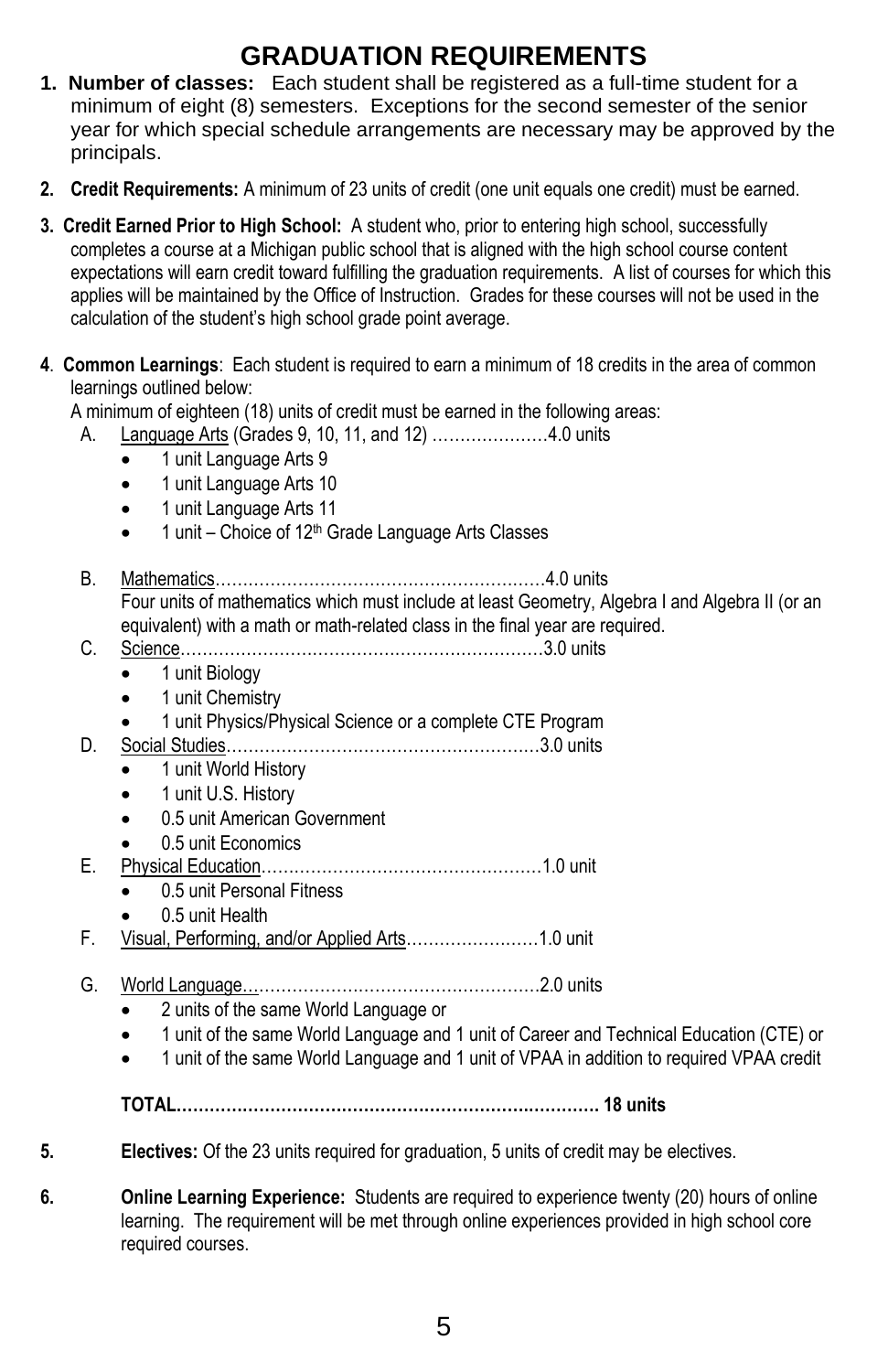# GRADUATION REQUIREMENTS

1. **Number of classes:** Each student shall be registered as a full-time student for a minimum of eight (8) semesters. Exceptions for the second semester of the senior year for which special schedule arrangements are necessary may be approved by the principals.

2. **Credit Requirements:** A minimum of 23 units of credit (one unit equals one credit) must be earned.

3. **Credit Earned Prior to High School:** A student who, prior to entering high school, successfully completes a course at a Michigan public school that is aligned with the high school course content expectations will earn credit toward fulfilling the graduation requirements. A list of courses for which this applies will be maintained by the Office of Instruction. Grades for these courses will not be used in the calculation of the student's high school grade point average.

4. **Common Learnings**: Each student is required to earn a minimum of 18 credits in the area of common learnings outlined below:
   A minimum of eighteen (18) units of credit must be earned in the following areas:
   A. Language Arts (Grades 9, 10, 11, and 12) …………………4.0 units
      - 1 unit Language Arts 9
      - 1 unit Language Arts 10
      - 1 unit Language Arts 11
      - 1 unit – Choice of 12th Grade Language Arts Classes

   B. Mathematics……………………………………………………4.0 units
      Four units of mathematics which must include at least Geometry, Algebra I and Algebra II (or an equivalent) with a math or math-related class in the final year are required.
   C. Science…………………………………………………………3.0 units
      - 1 unit Biology
      - 1 unit Chemistry
      - 1 unit Physics/Physical Science or a complete CTE Program
   D. Social Studies…………………………………………………3.0 units
      - 1 unit World History
      - 1 unit U.S. History
      - 0.5 unit American Government
      - 0.5 unit Economics
   E. Physical Education……………………………………………1.0 unit
      - 0.5 unit Personal Fitness
      - 0.5 unit Health
   F. Visual, Performing, and/or Applied Arts……………………1.0 unit

   G. World Language………………………………………………2.0 units
      - 2 units of the same World Language or
      - 1 unit of the same World Language and 1 unit of Career and Technical Education (CTE) or
      - 1 unit of the same World Language and 1 unit of VPAA in addition to required VPAA credit

   **TOTAL…………………………………………………………………… 18 units**

5. **Electives:** Of the 23 units required for graduation, 5 units of credit may be electives.

6. **Online Learning Experience:** Students are required to experience twenty (20) hours of online learning. The requirement will be met through online experiences provided in high school core required courses.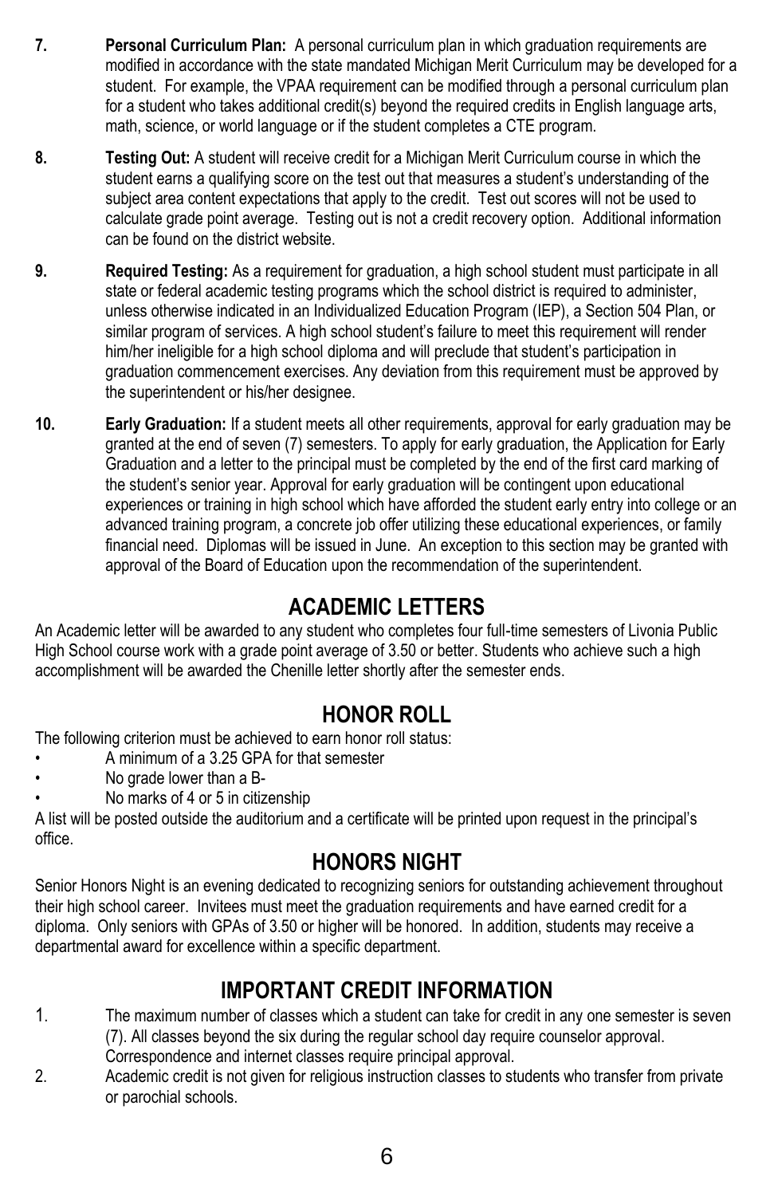7. **Personal Curriculum Plan:** A personal curriculum plan in which graduation requirements are modified in accordance with the state mandated Michigan Merit Curriculum may be developed for a student. For example, the VPAA requirement can be modified through a personal curriculum plan for a student who takes additional credit(s) beyond the required credits in English language arts, math, science, or world language or if the student completes a CTE program.

8. **Testing Out:** A student will receive credit for a Michigan Merit Curriculum course in which the student earns a qualifying score on the test out that measures a student's understanding of the subject area content expectations that apply to the credit. Test out scores will not be used to calculate grade point average. Testing out is not a credit recovery option. Additional information can be found on the district website.

9. **Required Testing:** As a requirement for graduation, a high school student must participate in all state or federal academic testing programs which the school district is required to administer, unless otherwise indicated in an Individualized Education Program (IEP), a Section 504 Plan, or similar program of services. A high school student's failure to meet this requirement will render him/her ineligible for a high school diploma and will preclude that student's participation in graduation commencement exercises. Any deviation from this requirement must be approved by the superintendent or his/her designee.

10. **Early Graduation:** If a student meets all other requirements, approval for early graduation may be granted at the end of seven (7) semesters. To apply for early graduation, the Application for Early Graduation and a letter to the principal must be completed by the end of the first card marking of the student's senior year. Approval for early graduation will be contingent upon educational experiences or training in high school which have afforded the student early entry into college or an advanced training program, a concrete job offer utilizing these educational experiences, or family financial need. Diplomas will be issued in June. An exception to this section may be granted with approval of the Board of Education upon the recommendation of the superintendent.

## ACADEMIC LETTERS

An Academic letter will be awarded to any student who completes four full-time semesters of Livonia Public High School course work with a grade point average of 3.50 or better. Students who achieve such a high accomplishment will be awarded the Chenille letter shortly after the semester ends.

## HONOR ROLL

The following criterion must be achieved to earn honor roll status:

- A minimum of a 3.25 GPA for that semester
- No grade lower than a B-
- No marks of 4 or 5 in citizenship

A list will be posted outside the auditorium and a certificate will be printed upon request in the principal's office.

## HONORS NIGHT

Senior Honors Night is an evening dedicated to recognizing seniors for outstanding achievement throughout their high school career. Invitees must meet the graduation requirements and have earned credit for a diploma. Only seniors with GPAs of 3.50 or higher will be honored. In addition, students may receive a departmental award for excellence within a specific department.

## IMPORTANT CREDIT INFORMATION

1. The maximum number of classes which a student can take for credit in any one semester is seven (7). All classes beyond the six during the regular school day require counselor approval. Correspondence and internet classes require principal approval.
2. Academic credit is not given for religious instruction classes to students who transfer from private or parochial schools.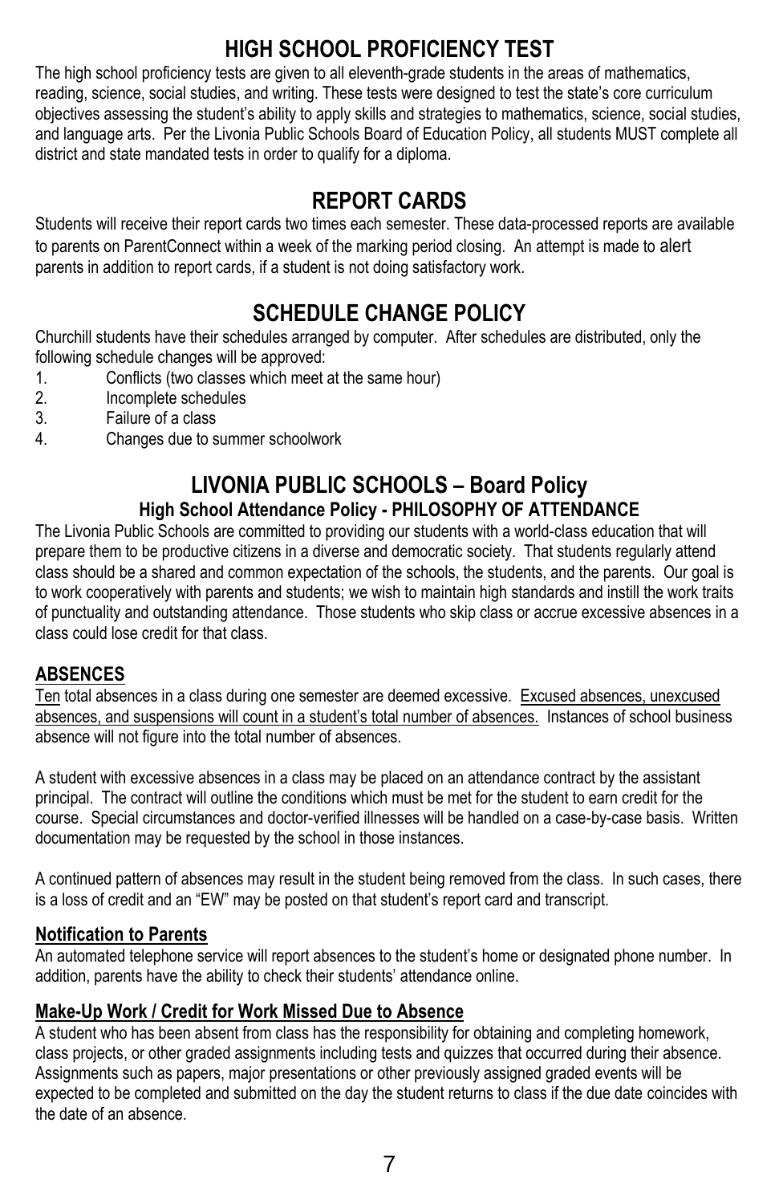# HIGH SCHOOL PROFICIENCY TEST

The high school proficiency tests are given to all eleventh-grade students in the areas of mathematics, reading, science, social studies, and writing. These tests were designed to test the state's core curriculum objectives assessing the student's ability to apply skills and strategies to mathematics, science, social studies, and language arts. Per the Livonia Public Schools Board of Education Policy, all students MUST complete all district and state mandated tests in order to qualify for a diploma.

# REPORT CARDS

Students will receive their report cards two times each semester. These data-processed reports are available to parents on ParentConnect within a week of the marking period closing. An attempt is made to alert parents in addition to report cards, if a student is not doing satisfactory work.

# SCHEDULE CHANGE POLICY

Churchill students have their schedules arranged by computer. After schedules are distributed, only the following schedule changes will be approved:

1. Conflicts (two classes which meet at the same hour)
2. Incomplete schedules
3. Failure of a class
4. Changes due to summer schoolwork

# LIVONIA PUBLIC SCHOOLS – Board Policy

### High School Attendance Policy - PHILOSOPHY OF ATTENDANCE

The Livonia Public Schools are committed to providing our students with a world-class education that will prepare them to be productive citizens in a diverse and democratic society. That students regularly attend class should be a shared and common expectation of the schools, the students, and the parents. Our goal is to work cooperatively with parents and students; we wish to maintain high standards and instill the work traits of punctuality and outstanding attendance. Those students who skip class or accrue excessive absences in a class could lose credit for that class.

## ABSENCES

Ten total absences in a class during one semester are deemed excessive. Excused absences, unexcused absences, and suspensions will count in a student's total number of absences. Instances of school business absence will not figure into the total number of absences.

A student with excessive absences in a class may be placed on an attendance contract by the assistant principal. The contract will outline the conditions which must be met for the student to earn credit for the course. Special circumstances and doctor-verified illnesses will be handled on a case-by-case basis. Written documentation may be requested by the school in those instances.

A continued pattern of absences may result in the student being removed from the class. In such cases, there is a loss of credit and an "EW" may be posted on that student's report card and transcript.

## Notification to Parents

An automated telephone service will report absences to the student's home or designated phone number. In addition, parents have the ability to check their students' attendance online.

## Make-Up Work / Credit for Work Missed Due to Absence

A student who has been absent from class has the responsibility for obtaining and completing homework, class projects, or other graded assignments including tests and quizzes that occurred during their absence. Assignments such as papers, major presentations or other previously assigned graded events will be expected to be completed and submitted on the day the student returns to class if the due date coincides with the date of an absence.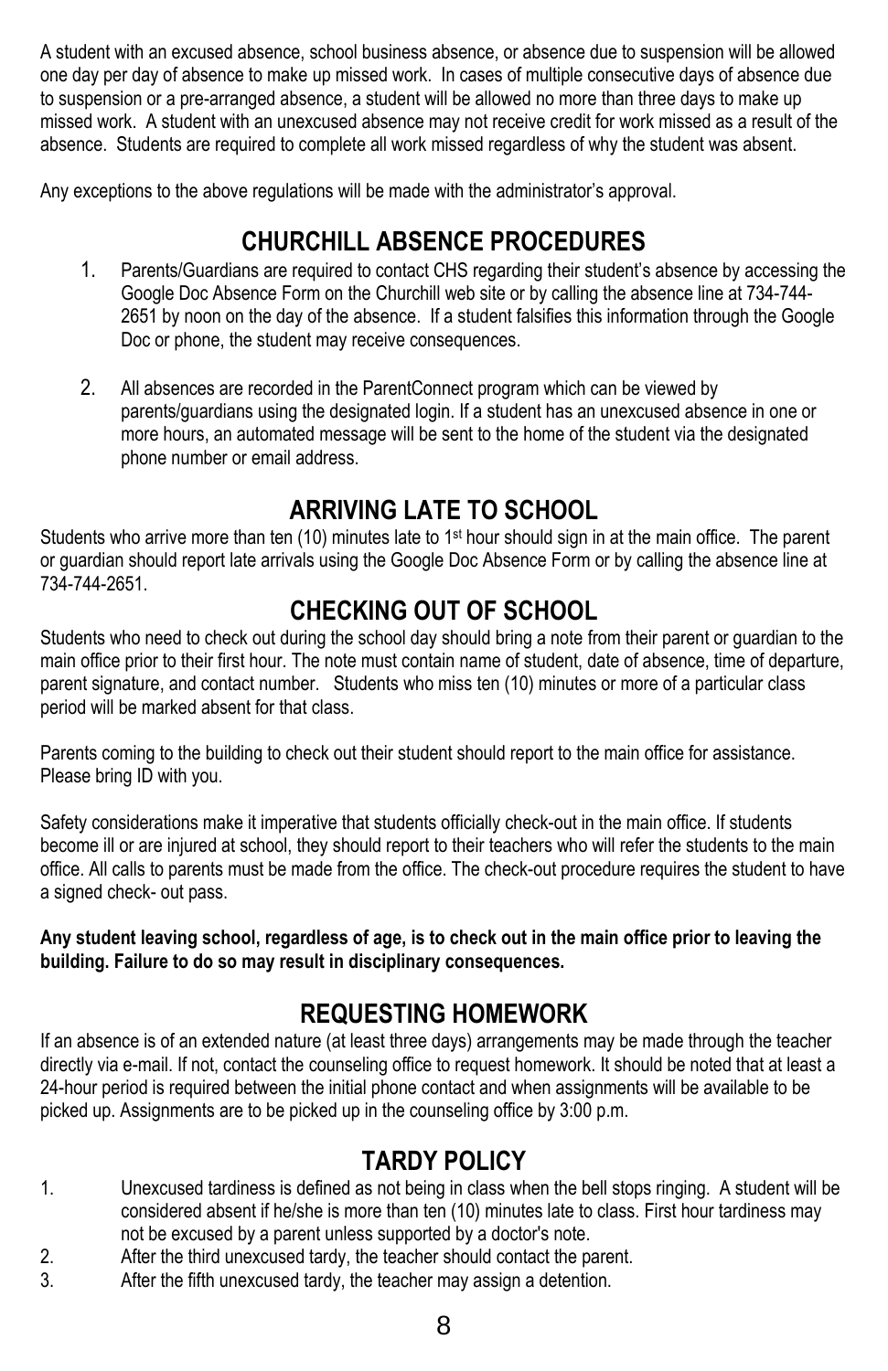A student with an excused absence, school business absence, or absence due to suspension will be allowed one day per day of absence to make up missed work. In cases of multiple consecutive days of absence due to suspension or a pre-arranged absence, a student will be allowed no more than three days to make up missed work. A student with an unexcused absence may not receive credit for work missed as a result of the absence. Students are required to complete all work missed regardless of why the student was absent.

Any exceptions to the above regulations will be made with the administrator's approval.

## CHURCHILL ABSENCE PROCEDURES

1. Parents/Guardians are required to contact CHS regarding their student's absence by accessing the Google Doc Absence Form on the Churchill web site or by calling the absence line at 734-744-2651 by noon on the day of the absence. If a student falsifies this information through the Google Doc or phone, the student may receive consequences.

2. All absences are recorded in the ParentConnect program which can be viewed by parents/guardians using the designated login. If a student has an unexcused absence in one or more hours, an automated message will be sent to the home of the student via the designated phone number or email address.

## ARRIVING LATE TO SCHOOL

Students who arrive more than ten (10) minutes late to 1st hour should sign in at the main office. The parent or guardian should report late arrivals using the Google Doc Absence Form or by calling the absence line at 734-744-2651.

## CHECKING OUT OF SCHOOL

Students who need to check out during the school day should bring a note from their parent or guardian to the main office prior to their first hour. The note must contain name of student, date of absence, time of departure, parent signature, and contact number. Students who miss ten (10) minutes or more of a particular class period will be marked absent for that class.

Parents coming to the building to check out their student should report to the main office for assistance. Please bring ID with you.

Safety considerations make it imperative that students officially check-out in the main office. If students become ill or are injured at school, they should report to their teachers who will refer the students to the main office. All calls to parents must be made from the office. The check-out procedure requires the student to have a signed check- out pass.

**Any student leaving school, regardless of age, is to check out in the main office prior to leaving the building. Failure to do so may result in disciplinary consequences.**

## REQUESTING HOMEWORK

If an absence is of an extended nature (at least three days) arrangements may be made through the teacher directly via e-mail. If not, contact the counseling office to request homework. It should be noted that at least a 24-hour period is required between the initial phone contact and when assignments will be available to be picked up. Assignments are to be picked up in the counseling office by 3:00 p.m.

## TARDY POLICY

1. Unexcused tardiness is defined as not being in class when the bell stops ringing. A student will be considered absent if he/she is more than ten (10) minutes late to class. First hour tardiness may not be excused by a parent unless supported by a doctor's note.
2. After the third unexcused tardy, the teacher should contact the parent.
3. After the fifth unexcused tardy, the teacher may assign a detention.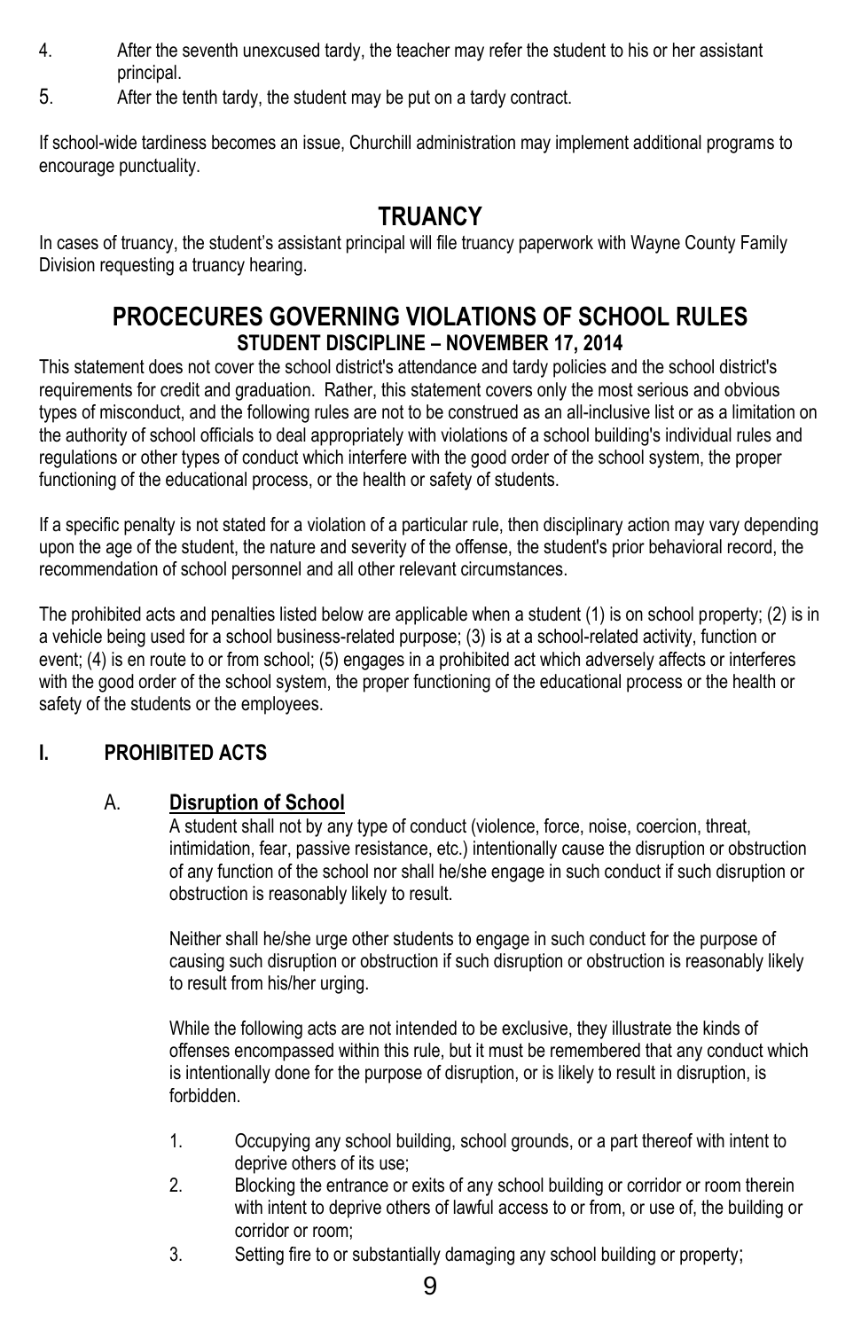4. After the seventh unexcused tardy, the teacher may refer the student to his or her assistant principal.
5. After the tenth tardy, the student may be put on a tardy contract.

If school-wide tardiness becomes an issue, Churchill administration may implement additional programs to encourage punctuality.

# TRUANCY

In cases of truancy, the student's assistant principal will file truancy paperwork with Wayne County Family Division requesting a truancy hearing.

# PROCECURES GOVERNING VIOLATIONS OF SCHOOL RULES

## STUDENT DISCIPLINE – NOVEMBER 17, 2014

This statement does not cover the school district's attendance and tardy policies and the school district's requirements for credit and graduation. Rather, this statement covers only the most serious and obvious types of misconduct, and the following rules are not to be construed as an all-inclusive list or as a limitation on the authority of school officials to deal appropriately with violations of a school building's individual rules and regulations or other types of conduct which interfere with the good order of the school system, the proper functioning of the educational process, or the health or safety of students.

If a specific penalty is not stated for a violation of a particular rule, then disciplinary action may vary depending upon the age of the student, the nature and severity of the offense, the student's prior behavioral record, the recommendation of school personnel and all other relevant circumstances.

The prohibited acts and penalties listed below are applicable when a student (1) is on school property; (2) is in a vehicle being used for a school business-related purpose; (3) is at a school-related activity, function or event; (4) is en route to or from school; (5) engages in a prohibited act which adversely affects or interferes with the good order of the school system, the proper functioning of the educational process or the health or safety of the students or the employees.

### I. PROHIBITED ACTS

#### A. Disruption of School

A student shall not by any type of conduct (violence, force, noise, coercion, threat, intimidation, fear, passive resistance, etc.) intentionally cause the disruption or obstruction of any function of the school nor shall he/she engage in such conduct if such disruption or obstruction is reasonably likely to result.

Neither shall he/she urge other students to engage in such conduct for the purpose of causing such disruption or obstruction if such disruption or obstruction is reasonably likely to result from his/her urging.

While the following acts are not intended to be exclusive, they illustrate the kinds of offenses encompassed within this rule, but it must be remembered that any conduct which is intentionally done for the purpose of disruption, or is likely to result in disruption, is forbidden.

1. Occupying any school building, school grounds, or a part thereof with intent to deprive others of its use;
2. Blocking the entrance or exits of any school building or corridor or room therein with intent to deprive others of lawful access to or from, or use of, the building or corridor or room;
3. Setting fire to or substantially damaging any school building or property;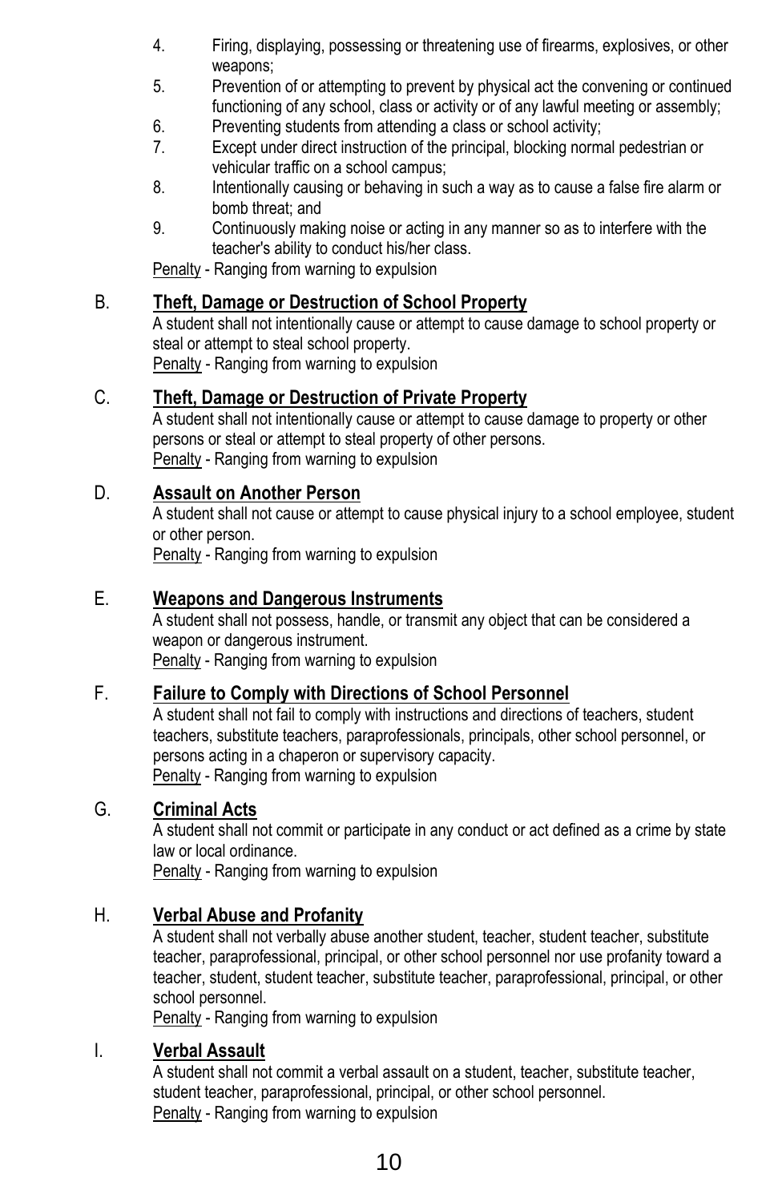4. Firing, displaying, possessing or threatening use of firearms, explosives, or other weapons;
5. Prevention of or attempting to prevent by physical act the convening or continued functioning of any school, class or activity or of any lawful meeting or assembly;
6. Preventing students from attending a class or school activity;
7. Except under direct instruction of the principal, blocking normal pedestrian or vehicular traffic on a school campus;
8. Intentionally causing or behaving in such a way as to cause a false fire alarm or bomb threat; and
9. Continuously making noise or acting in any manner so as to interfere with the teacher's ability to conduct his/her class.

Penalty - Ranging from warning to expulsion

## B. Theft, Damage or Destruction of School Property

A student shall not intentionally cause or attempt to cause damage to school property or steal or attempt to steal school property.

Penalty - Ranging from warning to expulsion

## C. Theft, Damage or Destruction of Private Property

A student shall not intentionally cause or attempt to cause damage to property or other persons or steal or attempt to steal property of other persons.

Penalty - Ranging from warning to expulsion

## D. Assault on Another Person

A student shall not cause or attempt to cause physical injury to a school employee, student or other person.

Penalty - Ranging from warning to expulsion

## E. Weapons and Dangerous Instruments

A student shall not possess, handle, or transmit any object that can be considered a weapon or dangerous instrument.

Penalty - Ranging from warning to expulsion

## F. Failure to Comply with Directions of School Personnel

A student shall not fail to comply with instructions and directions of teachers, student teachers, substitute teachers, paraprofessionals, principals, other school personnel, or persons acting in a chaperon or supervisory capacity.

Penalty - Ranging from warning to expulsion

## G. Criminal Acts

A student shall not commit or participate in any conduct or act defined as a crime by state law or local ordinance.

Penalty - Ranging from warning to expulsion

## H. Verbal Abuse and Profanity

A student shall not verbally abuse another student, teacher, student teacher, substitute teacher, paraprofessional, principal, or other school personnel nor use profanity toward a teacher, student, student teacher, substitute teacher, paraprofessional, principal, or other school personnel.

Penalty - Ranging from warning to expulsion

## I. Verbal Assault

A student shall not commit a verbal assault on a student, teacher, substitute teacher, student teacher, paraprofessional, principal, or other school personnel.

Penalty - Ranging from warning to expulsion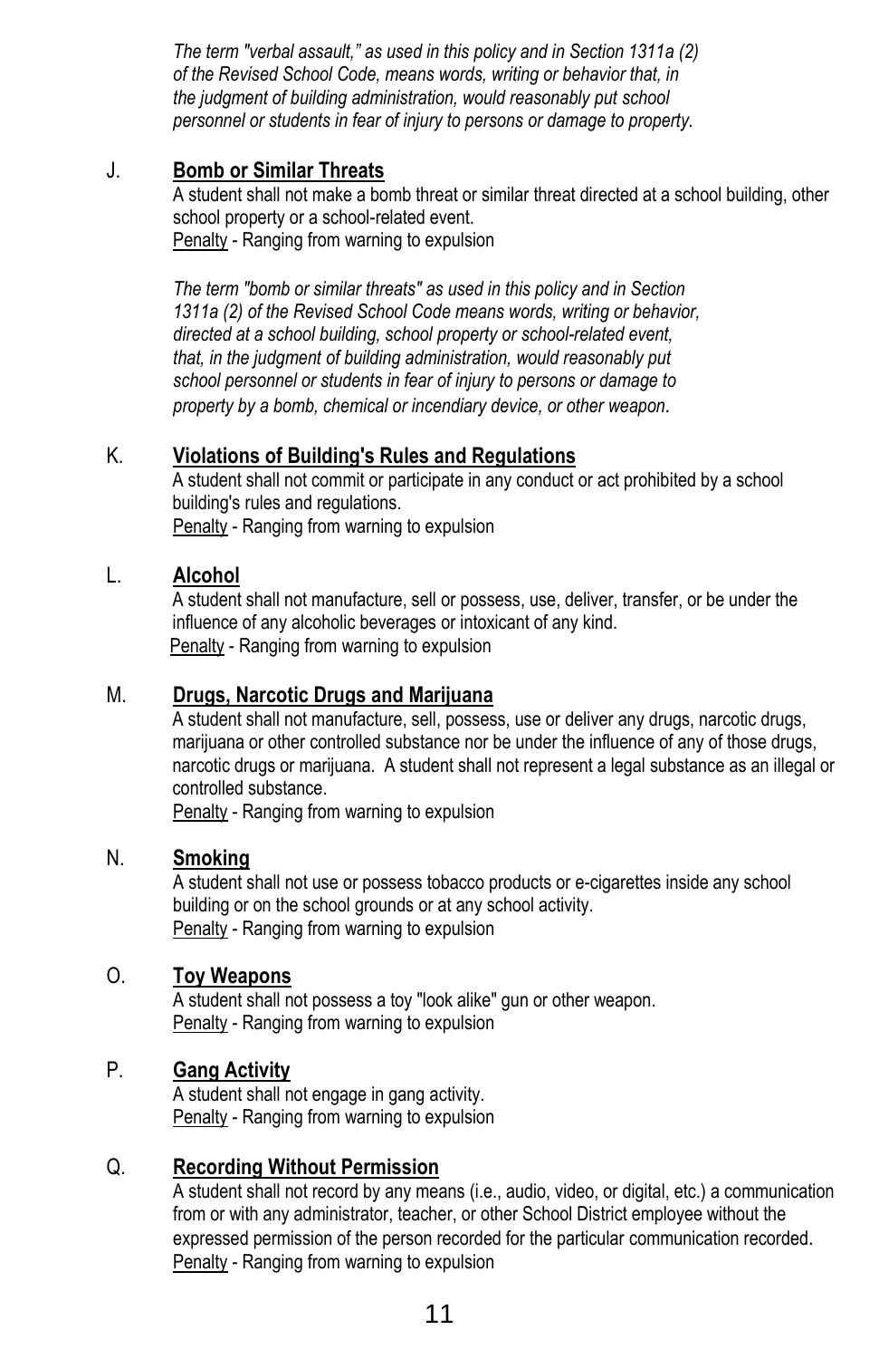*The term "verbal assault," as used in this policy and in Section 1311a (2) of the Revised School Code, means words, writing or behavior that, in the judgment of building administration, would reasonably put school personnel or students in fear of injury to persons or damage to property.*

J. **Bomb or Similar Threats**

A student shall not make a bomb threat or similar threat directed at a school building, other school property or a school-related event.
Penalty - Ranging from warning to expulsion

*The term "bomb or similar threats" as used in this policy and in Section 1311a (2) of the Revised School Code means words, writing or behavior, directed at a school building, school property or school-related event, that, in the judgment of building administration, would reasonably put school personnel or students in fear of injury to persons or damage to property by a bomb, chemical or incendiary device, or other weapon.*

K. **Violations of Building's Rules and Regulations**

A student shall not commit or participate in any conduct or act prohibited by a school building's rules and regulations.
Penalty - Ranging from warning to expulsion

L. **Alcohol**

A student shall not manufacture, sell or possess, use, deliver, transfer, or be under the influence of any alcoholic beverages or intoxicant of any kind.
Penalty - Ranging from warning to expulsion

M. **Drugs, Narcotic Drugs and Marijuana**

A student shall not manufacture, sell, possess, use or deliver any drugs, narcotic drugs, marijuana or other controlled substance nor be under the influence of any of those drugs, narcotic drugs or marijuana. A student shall not represent a legal substance as an illegal or controlled substance.
Penalty - Ranging from warning to expulsion

N. **Smoking**

A student shall not use or possess tobacco products or e-cigarettes inside any school building or on the school grounds or at any school activity.
Penalty - Ranging from warning to expulsion

O. **Toy Weapons**

A student shall not possess a toy "look alike" gun or other weapon.
Penalty - Ranging from warning to expulsion

P. **Gang Activity**

A student shall not engage in gang activity.
Penalty - Ranging from warning to expulsion

Q. **Recording Without Permission**

A student shall not record by any means (i.e., audio, video, or digital, etc.) a communication from or with any administrator, teacher, or other School District employee without the expressed permission of the person recorded for the particular communication recorded.
Penalty - Ranging from warning to expulsion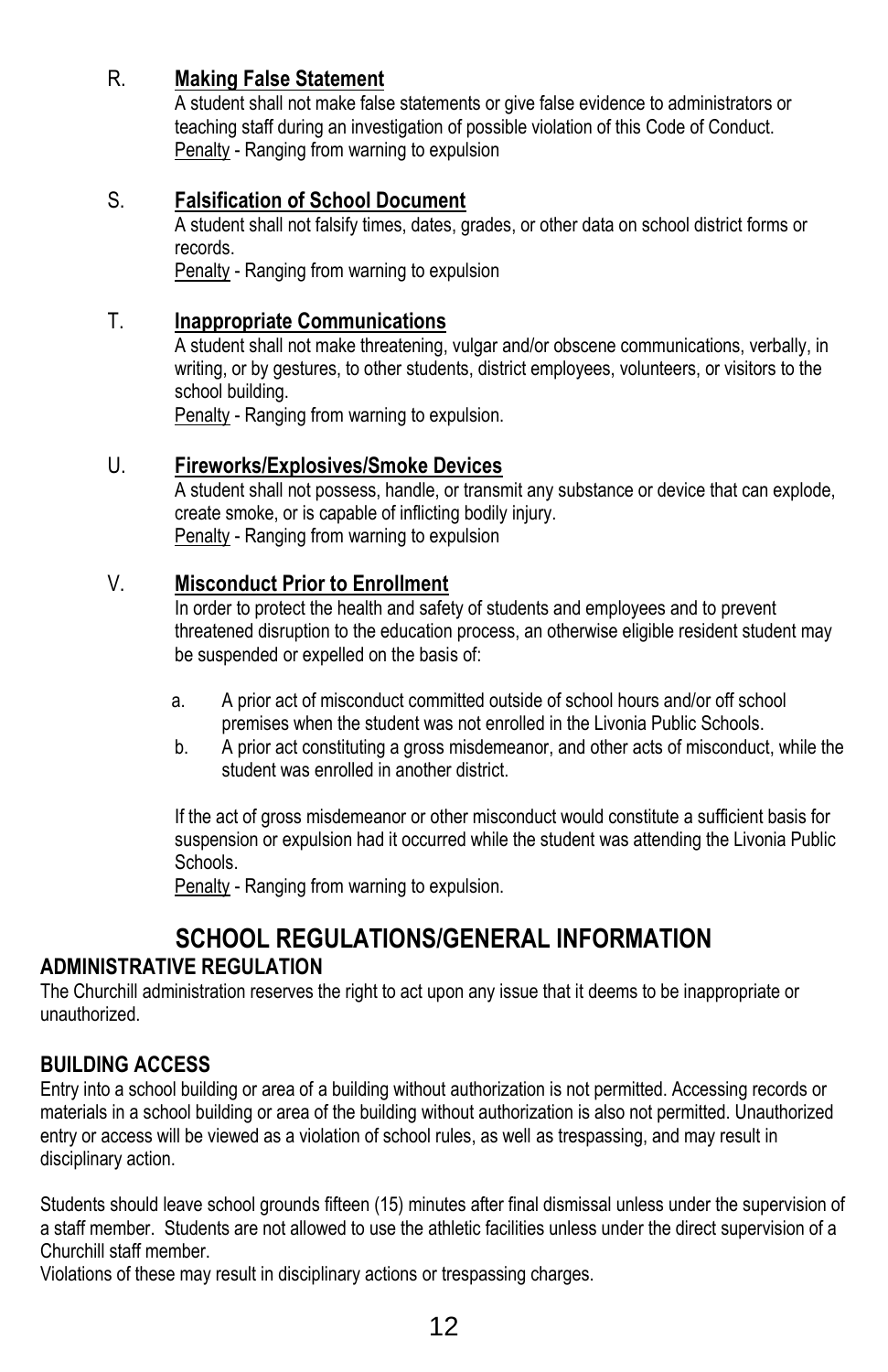R. **Making False Statement**

A student shall not make false statements or give false evidence to administrators or teaching staff during an investigation of possible violation of this Code of Conduct.
Penalty - Ranging from warning to expulsion

S. **Falsification of School Document**

A student shall not falsify times, dates, grades, or other data on school district forms or records.
Penalty - Ranging from warning to expulsion

T. **Inappropriate Communications**

A student shall not make threatening, vulgar and/or obscene communications, verbally, in writing, or by gestures, to other students, district employees, volunteers, or visitors to the school building.
Penalty - Ranging from warning to expulsion.

U. **Fireworks/Explosives/Smoke Devices**

A student shall not possess, handle, or transmit any substance or device that can explode, create smoke, or is capable of inflicting bodily injury.
Penalty - Ranging from warning to expulsion

V. **Misconduct Prior to Enrollment**

In order to protect the health and safety of students and employees and to prevent threatened disruption to the education process, an otherwise eligible resident student may be suspended or expelled on the basis of:

a. A prior act of misconduct committed outside of school hours and/or off school premises when the student was not enrolled in the Livonia Public Schools.
b. A prior act constituting a gross misdemeanor, and other acts of misconduct, while the student was enrolled in another district.

If the act of gross misdemeanor or other misconduct would constitute a sufficient basis for suspension or expulsion had it occurred while the student was attending the Livonia Public Schools.
Penalty - Ranging from warning to expulsion.

# SCHOOL REGULATIONS/GENERAL INFORMATION

## ADMINISTRATIVE REGULATION

The Churchill administration reserves the right to act upon any issue that it deems to be inappropriate or unauthorized.

## BUILDING ACCESS

Entry into a school building or area of a building without authorization is not permitted. Accessing records or materials in a school building or area of the building without authorization is also not permitted. Unauthorized entry or access will be viewed as a violation of school rules, as well as trespassing, and may result in disciplinary action.

Students should leave school grounds fifteen (15) minutes after final dismissal unless under the supervision of a staff member. Students are not allowed to use the athletic facilities unless under the direct supervision of a Churchill staff member.
Violations of these may result in disciplinary actions or trespassing charges.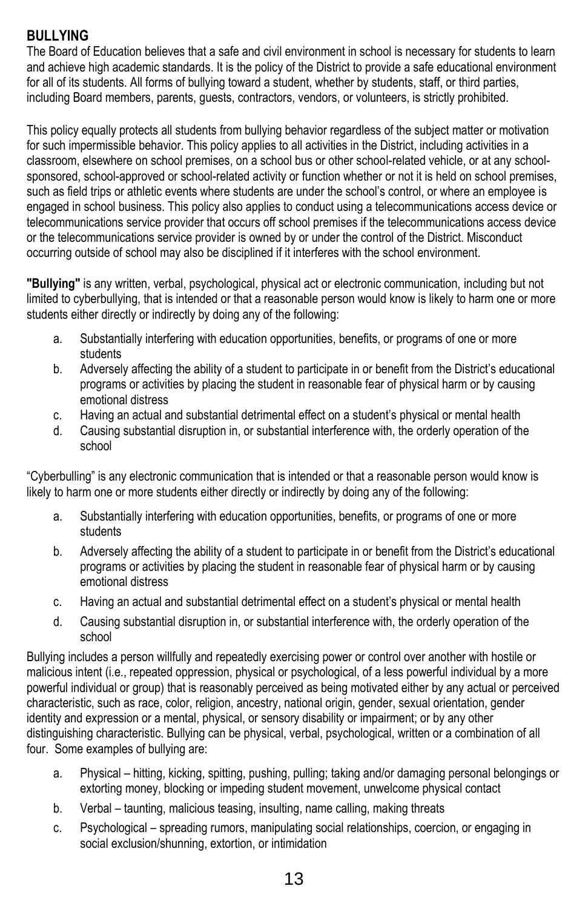## BULLYING

The Board of Education believes that a safe and civil environment in school is necessary for students to learn and achieve high academic standards. It is the policy of the District to provide a safe educational environment for all of its students. All forms of bullying toward a student, whether by students, staff, or third parties, including Board members, parents, guests, contractors, vendors, or volunteers, is strictly prohibited.

This policy equally protects all students from bullying behavior regardless of the subject matter or motivation for such impermissible behavior. This policy applies to all activities in the District, including activities in a classroom, elsewhere on school premises, on a school bus or other school-related vehicle, or at any school-sponsored, school-approved or school-related activity or function whether or not it is held on school premises, such as field trips or athletic events where students are under the school's control, or where an employee is engaged in school business. This policy also applies to conduct using a telecommunications access device or telecommunications service provider that occurs off school premises if the telecommunications access device or the telecommunications service provider is owned by or under the control of the District. Misconduct occurring outside of school may also be disciplined if it interferes with the school environment.

**"Bullying"** is any written, verbal, psychological, physical act or electronic communication, including but not limited to cyberbullying, that is intended or that a reasonable person would know is likely to harm one or more students either directly or indirectly by doing any of the following:

a. Substantially interfering with education opportunities, benefits, or programs of one or more students
b. Adversely affecting the ability of a student to participate in or benefit from the District's educational programs or activities by placing the student in reasonable fear of physical harm or by causing emotional distress
c. Having an actual and substantial detrimental effect on a student's physical or mental health
d. Causing substantial disruption in, or substantial interference with, the orderly operation of the school

"Cyberbulling" is any electronic communication that is intended or that a reasonable person would know is likely to harm one or more students either directly or indirectly by doing any of the following:

a. Substantially interfering with education opportunities, benefits, or programs of one or more students
b. Adversely affecting the ability of a student to participate in or benefit from the District's educational programs or activities by placing the student in reasonable fear of physical harm or by causing emotional distress
c. Having an actual and substantial detrimental effect on a student's physical or mental health
d. Causing substantial disruption in, or substantial interference with, the orderly operation of the school

Bullying includes a person willfully and repeatedly exercising power or control over another with hostile or malicious intent (i.e., repeated oppression, physical or psychological, of a less powerful individual by a more powerful individual or group) that is reasonably perceived as being motivated either by any actual or perceived characteristic, such as race, color, religion, ancestry, national origin, gender, sexual orientation, gender identity and expression or a mental, physical, or sensory disability or impairment; or by any other distinguishing characteristic. Bullying can be physical, verbal, psychological, written or a combination of all four. Some examples of bullying are:

a. Physical – hitting, kicking, spitting, pushing, pulling; taking and/or damaging personal belongings or extorting money, blocking or impeding student movement, unwelcome physical contact
b. Verbal – taunting, malicious teasing, insulting, name calling, making threats
c. Psychological – spreading rumors, manipulating social relationships, coercion, or engaging in social exclusion/shunning, extortion, or intimidation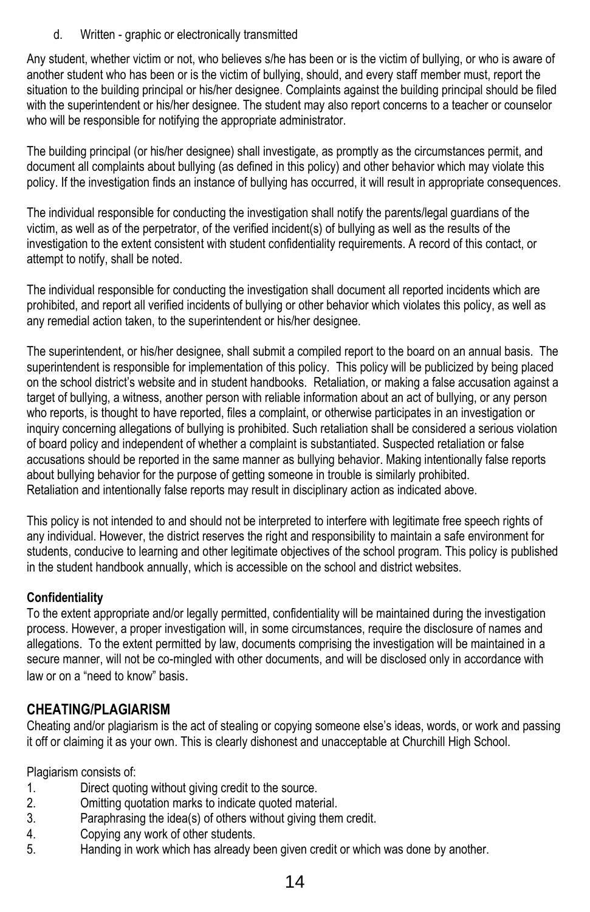d. Written - graphic or electronically transmitted

Any student, whether victim or not, who believes s/he has been or is the victim of bullying, or who is aware of another student who has been or is the victim of bullying, should, and every staff member must, report the situation to the building principal or his/her designee. Complaints against the building principal should be filed with the superintendent or his/her designee. The student may also report concerns to a teacher or counselor who will be responsible for notifying the appropriate administrator.

The building principal (or his/her designee) shall investigate, as promptly as the circumstances permit, and document all complaints about bullying (as defined in this policy) and other behavior which may violate this policy. If the investigation finds an instance of bullying has occurred, it will result in appropriate consequences.

The individual responsible for conducting the investigation shall notify the parents/legal guardians of the victim, as well as of the perpetrator, of the verified incident(s) of bullying as well as the results of the investigation to the extent consistent with student confidentiality requirements. A record of this contact, or attempt to notify, shall be noted.

The individual responsible for conducting the investigation shall document all reported incidents which are prohibited, and report all verified incidents of bullying or other behavior which violates this policy, as well as any remedial action taken, to the superintendent or his/her designee.

The superintendent, or his/her designee, shall submit a compiled report to the board on an annual basis. The superintendent is responsible for implementation of this policy. This policy will be publicized by being placed on the school district's website and in student handbooks. Retaliation, or making a false accusation against a target of bullying, a witness, another person with reliable information about an act of bullying, or any person who reports, is thought to have reported, files a complaint, or otherwise participates in an investigation or inquiry concerning allegations of bullying is prohibited. Such retaliation shall be considered a serious violation of board policy and independent of whether a complaint is substantiated. Suspected retaliation or false accusations should be reported in the same manner as bullying behavior. Making intentionally false reports about bullying behavior for the purpose of getting someone in trouble is similarly prohibited.
Retaliation and intentionally false reports may result in disciplinary action as indicated above.

This policy is not intended to and should not be interpreted to interfere with legitimate free speech rights of any individual. However, the district reserves the right and responsibility to maintain a safe environment for students, conducive to learning and other legitimate objectives of the school program. This policy is published in the student handbook annually, which is accessible on the school and district websites.

**Confidentiality**
To the extent appropriate and/or legally permitted, confidentiality will be maintained during the investigation process. However, a proper investigation will, in some circumstances, require the disclosure of names and allegations. To the extent permitted by law, documents comprising the investigation will be maintained in a secure manner, will not be co-mingled with other documents, and will be disclosed only in accordance with law or on a "need to know" basis.

## CHEATING/PLAGIARISM

Cheating and/or plagiarism is the act of stealing or copying someone else's ideas, words, or work and passing it off or claiming it as your own. This is clearly dishonest and unacceptable at Churchill High School.

Plagiarism consists of:

1. Direct quoting without giving credit to the source.
2. Omitting quotation marks to indicate quoted material.
3. Paraphrasing the idea(s) of others without giving them credit.
4. Copying any work of other students.
5. Handing in work which has already been given credit or which was done by another.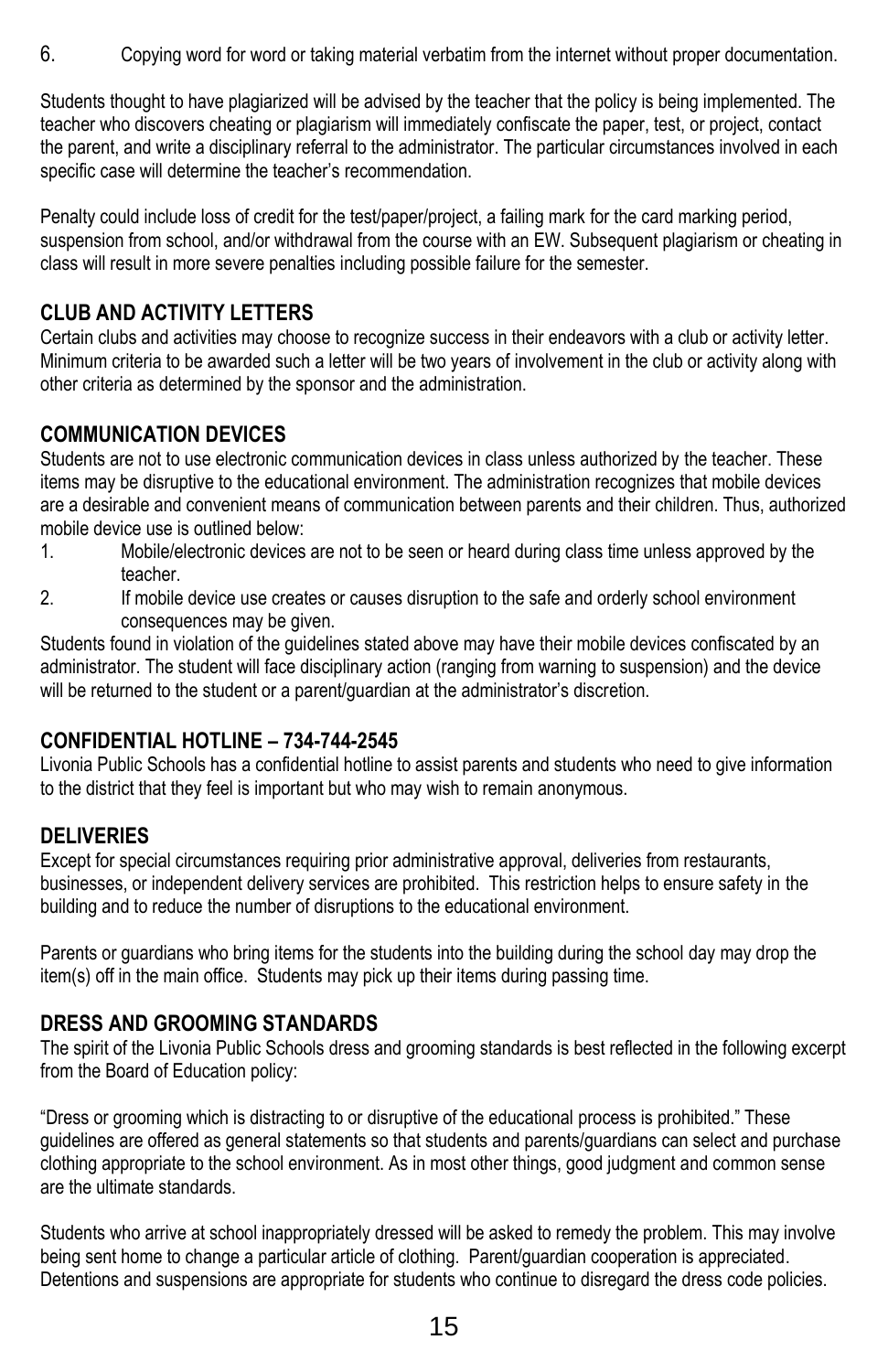6. Copying word for word or taking material verbatim from the internet without proper documentation.

Students thought to have plagiarized will be advised by the teacher that the policy is being implemented. The teacher who discovers cheating or plagiarism will immediately confiscate the paper, test, or project, contact the parent, and write a disciplinary referral to the administrator. The particular circumstances involved in each specific case will determine the teacher's recommendation.

Penalty could include loss of credit for the test/paper/project, a failing mark for the card marking period, suspension from school, and/or withdrawal from the course with an EW. Subsequent plagiarism or cheating in class will result in more severe penalties including possible failure for the semester.

## CLUB AND ACTIVITY LETTERS

Certain clubs and activities may choose to recognize success in their endeavors with a club or activity letter. Minimum criteria to be awarded such a letter will be two years of involvement in the club or activity along with other criteria as determined by the sponsor and the administration.

## COMMUNICATION DEVICES

Students are not to use electronic communication devices in class unless authorized by the teacher. These items may be disruptive to the educational environment. The administration recognizes that mobile devices are a desirable and convenient means of communication between parents and their children. Thus, authorized mobile device use is outlined below:

1. Mobile/electronic devices are not to be seen or heard during class time unless approved by the teacher.
2. If mobile device use creates or causes disruption to the safe and orderly school environment consequences may be given.

Students found in violation of the guidelines stated above may have their mobile devices confiscated by an administrator. The student will face disciplinary action (ranging from warning to suspension) and the device will be returned to the student or a parent/guardian at the administrator's discretion.

## CONFIDENTIAL HOTLINE – 734-744-2545

Livonia Public Schools has a confidential hotline to assist parents and students who need to give information to the district that they feel is important but who may wish to remain anonymous.

## DELIVERIES

Except for special circumstances requiring prior administrative approval, deliveries from restaurants, businesses, or independent delivery services are prohibited. This restriction helps to ensure safety in the building and to reduce the number of disruptions to the educational environment.

Parents or guardians who bring items for the students into the building during the school day may drop the item(s) off in the main office. Students may pick up their items during passing time.

## DRESS AND GROOMING STANDARDS

The spirit of the Livonia Public Schools dress and grooming standards is best reflected in the following excerpt from the Board of Education policy:

"Dress or grooming which is distracting to or disruptive of the educational process is prohibited." These guidelines are offered as general statements so that students and parents/guardians can select and purchase clothing appropriate to the school environment. As in most other things, good judgment and common sense are the ultimate standards.

Students who arrive at school inappropriately dressed will be asked to remedy the problem. This may involve being sent home to change a particular article of clothing. Parent/guardian cooperation is appreciated. Detentions and suspensions are appropriate for students who continue to disregard the dress code policies.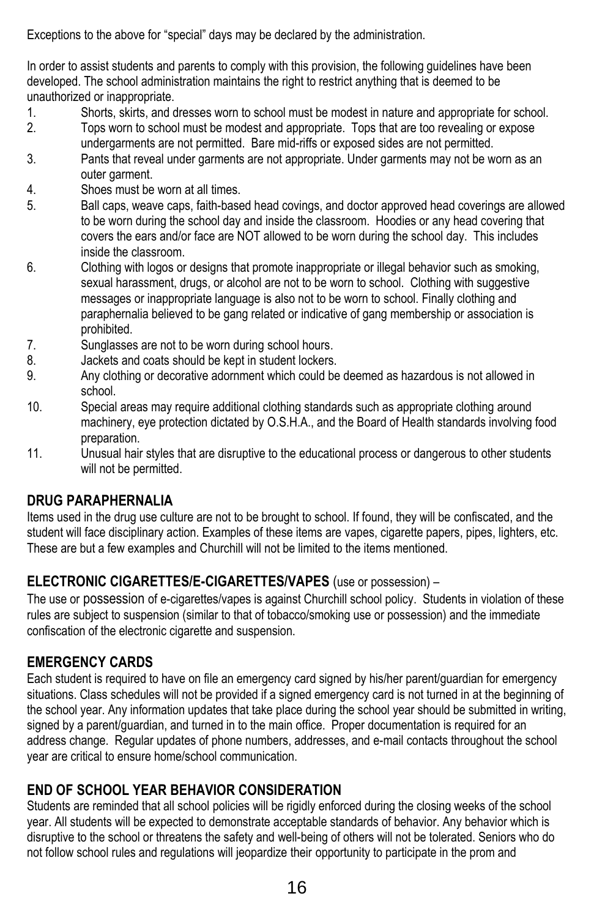Exceptions to the above for "special" days may be declared by the administration.

In order to assist students and parents to comply with this provision, the following guidelines have been developed. The school administration maintains the right to restrict anything that is deemed to be unauthorized or inappropriate.

1. Shorts, skirts, and dresses worn to school must be modest in nature and appropriate for school.
2. Tops worn to school must be modest and appropriate. Tops that are too revealing or expose undergarments are not permitted. Bare mid-riffs or exposed sides are not permitted.
3. Pants that reveal under garments are not appropriate. Under garments may not be worn as an outer garment.
4. Shoes must be worn at all times.
5. Ball caps, weave caps, faith-based head covings, and doctor approved head coverings are allowed to be worn during the school day and inside the classroom. Hoodies or any head covering that covers the ears and/or face are NOT allowed to be worn during the school day. This includes inside the classroom.
6. Clothing with logos or designs that promote inappropriate or illegal behavior such as smoking, sexual harassment, drugs, or alcohol are not to be worn to school. Clothing with suggestive messages or inappropriate language is also not to be worn to school. Finally clothing and paraphernalia believed to be gang related or indicative of gang membership or association is prohibited.
7. Sunglasses are not to be worn during school hours.
8. Jackets and coats should be kept in student lockers.
9. Any clothing or decorative adornment which could be deemed as hazardous is not allowed in school.
10. Special areas may require additional clothing standards such as appropriate clothing around machinery, eye protection dictated by O.S.H.A., and the Board of Health standards involving food preparation.
11. Unusual hair styles that are disruptive to the educational process or dangerous to other students will not be permitted.

## DRUG PARAPHERNALIA

Items used in the drug use culture are not to be brought to school. If found, they will be confiscated, and the student will face disciplinary action. Examples of these items are vapes, cigarette papers, pipes, lighters, etc. These are but a few examples and Churchill will not be limited to the items mentioned.

## ELECTRONIC CIGARETTES/E-CIGARETTES/VAPES (use or possession) –

The use or possession of e-cigarettes/vapes is against Churchill school policy. Students in violation of these rules are subject to suspension (similar to that of tobacco/smoking use or possession) and the immediate confiscation of the electronic cigarette and suspension.

## EMERGENCY CARDS

Each student is required to have on file an emergency card signed by his/her parent/guardian for emergency situations. Class schedules will not be provided if a signed emergency card is not turned in at the beginning of the school year. Any information updates that take place during the school year should be submitted in writing, signed by a parent/guardian, and turned in to the main office. Proper documentation is required for an address change. Regular updates of phone numbers, addresses, and e-mail contacts throughout the school year are critical to ensure home/school communication.

## END OF SCHOOL YEAR BEHAVIOR CONSIDERATION

Students are reminded that all school policies will be rigidly enforced during the closing weeks of the school year. All students will be expected to demonstrate acceptable standards of behavior. Any behavior which is disruptive to the school or threatens the safety and well-being of others will not be tolerated. Seniors who do not follow school rules and regulations will jeopardize their opportunity to participate in the prom and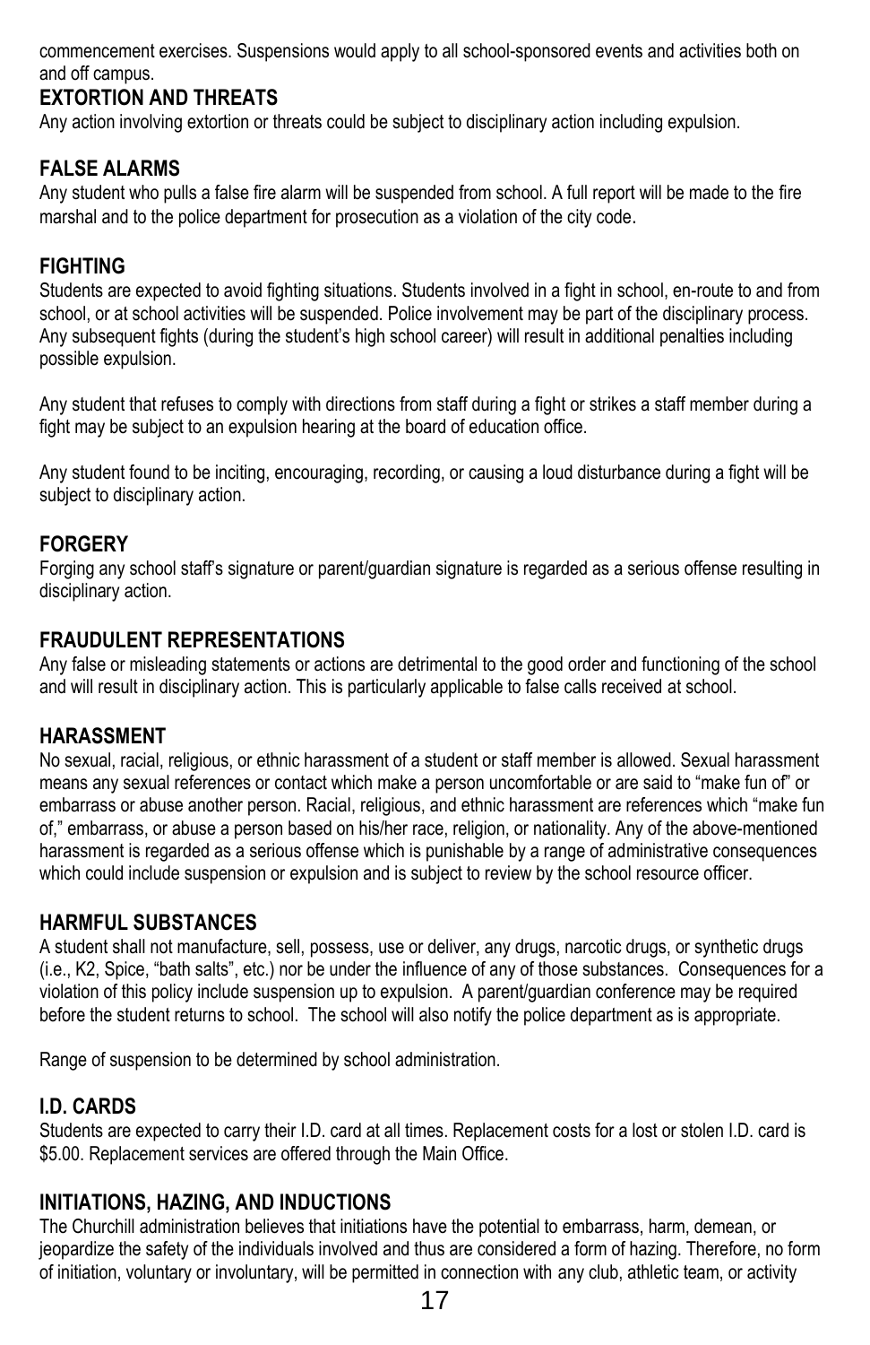commencement exercises. Suspensions would apply to all school-sponsored events and activities both on and off campus.

## EXTORTION AND THREATS

Any action involving extortion or threats could be subject to disciplinary action including expulsion.

## FALSE ALARMS

Any student who pulls a false fire alarm will be suspended from school. A full report will be made to the fire marshal and to the police department for prosecution as a violation of the city code.

## FIGHTING

Students are expected to avoid fighting situations. Students involved in a fight in school, en-route to and from school, or at school activities will be suspended. Police involvement may be part of the disciplinary process. Any subsequent fights (during the student's high school career) will result in additional penalties including possible expulsion.

Any student that refuses to comply with directions from staff during a fight or strikes a staff member during a fight may be subject to an expulsion hearing at the board of education office.

Any student found to be inciting, encouraging, recording, or causing a loud disturbance during a fight will be subject to disciplinary action.

## FORGERY

Forging any school staff's signature or parent/guardian signature is regarded as a serious offense resulting in disciplinary action.

## FRAUDULENT REPRESENTATIONS

Any false or misleading statements or actions are detrimental to the good order and functioning of the school and will result in disciplinary action. This is particularly applicable to false calls received at school.

## HARASSMENT

No sexual, racial, religious, or ethnic harassment of a student or staff member is allowed. Sexual harassment means any sexual references or contact which make a person uncomfortable or are said to "make fun of" or embarrass or abuse another person. Racial, religious, and ethnic harassment are references which "make fun of," embarrass, or abuse a person based on his/her race, religion, or nationality. Any of the above-mentioned harassment is regarded as a serious offense which is punishable by a range of administrative consequences which could include suspension or expulsion and is subject to review by the school resource officer.

## HARMFUL SUBSTANCES

A student shall not manufacture, sell, possess, use or deliver, any drugs, narcotic drugs, or synthetic drugs (i.e., K2, Spice, "bath salts", etc.) nor be under the influence of any of those substances. Consequences for a violation of this policy include suspension up to expulsion. A parent/guardian conference may be required before the student returns to school. The school will also notify the police department as is appropriate.

Range of suspension to be determined by school administration.

## I.D. CARDS

Students are expected to carry their I.D. card at all times. Replacement costs for a lost or stolen I.D. card is $5.00. Replacement services are offered through the Main Office.

## INITIATIONS, HAZING, AND INDUCTIONS

The Churchill administration believes that initiations have the potential to embarrass, harm, demean, or jeopardize the safety of the individuals involved and thus are considered a form of hazing. Therefore, no form of initiation, voluntary or involuntary, will be permitted in connection with any club, athletic team, or activity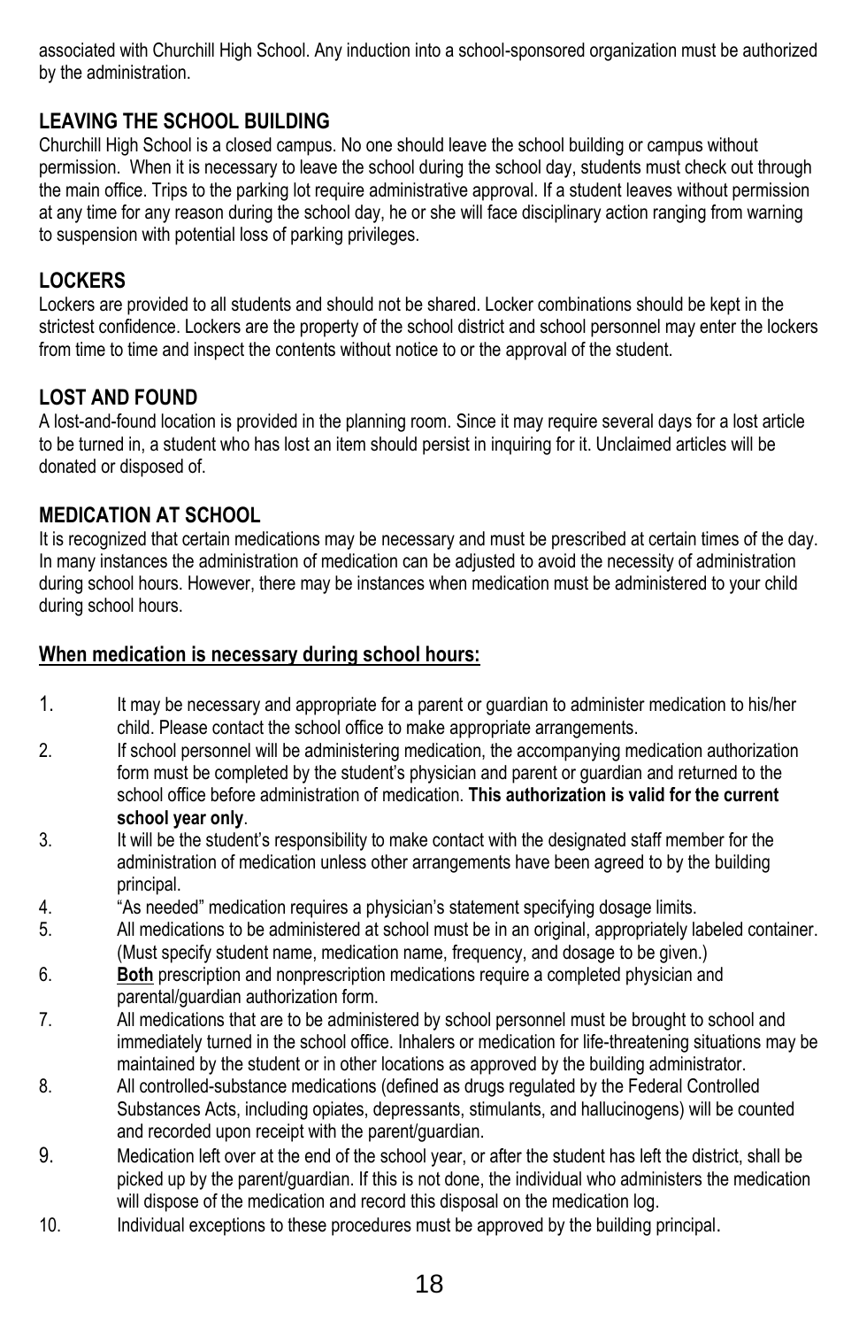associated with Churchill High School. Any induction into a school-sponsored organization must be authorized by the administration.

## LEAVING THE SCHOOL BUILDING

Churchill High School is a closed campus. No one should leave the school building or campus without permission. When it is necessary to leave the school during the school day, students must check out through the main office. Trips to the parking lot require administrative approval. If a student leaves without permission at any time for any reason during the school day, he or she will face disciplinary action ranging from warning to suspension with potential loss of parking privileges.

## LOCKERS

Lockers are provided to all students and should not be shared. Locker combinations should be kept in the strictest confidence. Lockers are the property of the school district and school personnel may enter the lockers from time to time and inspect the contents without notice to or the approval of the student.

## LOST AND FOUND

A lost-and-found location is provided in the planning room. Since it may require several days for a lost article to be turned in, a student who has lost an item should persist in inquiring for it. Unclaimed articles will be donated or disposed of.

## MEDICATION AT SCHOOL

It is recognized that certain medications may be necessary and must be prescribed at certain times of the day. In many instances the administration of medication can be adjusted to avoid the necessity of administration during school hours. However, there may be instances when medication must be administered to your child during school hours.

<u>**When medication is necessary during school hours:**</u>

1. It may be necessary and appropriate for a parent or guardian to administer medication to his/her child. Please contact the school office to make appropriate arrangements.
2. If school personnel will be administering medication, the accompanying medication authorization form must be completed by the student's physician and parent or guardian and returned to the school office before administration of medication. **This authorization is valid for the current school year only**.
3. It will be the student's responsibility to make contact with the designated staff member for the administration of medication unless other arrangements have been agreed to by the building principal.
4. "As needed" medication requires a physician's statement specifying dosage limits.
5. All medications to be administered at school must be in an original, appropriately labeled container. (Must specify student name, medication name, frequency, and dosage to be given.)
6. <u>**Both**</u> prescription and nonprescription medications require a completed physician and parental/guardian authorization form.
7. All medications that are to be administered by school personnel must be brought to school and immediately turned in the school office. Inhalers or medication for life-threatening situations may be maintained by the student or in other locations as approved by the building administrator.
8. All controlled-substance medications (defined as drugs regulated by the Federal Controlled Substances Acts, including opiates, depressants, stimulants, and hallucinogens) will be counted and recorded upon receipt with the parent/guardian.
9. Medication left over at the end of the school year, or after the student has left the district, shall be picked up by the parent/guardian. If this is not done, the individual who administers the medication will dispose of the medication and record this disposal on the medication log.
10. Individual exceptions to these procedures must be approved by the building principal.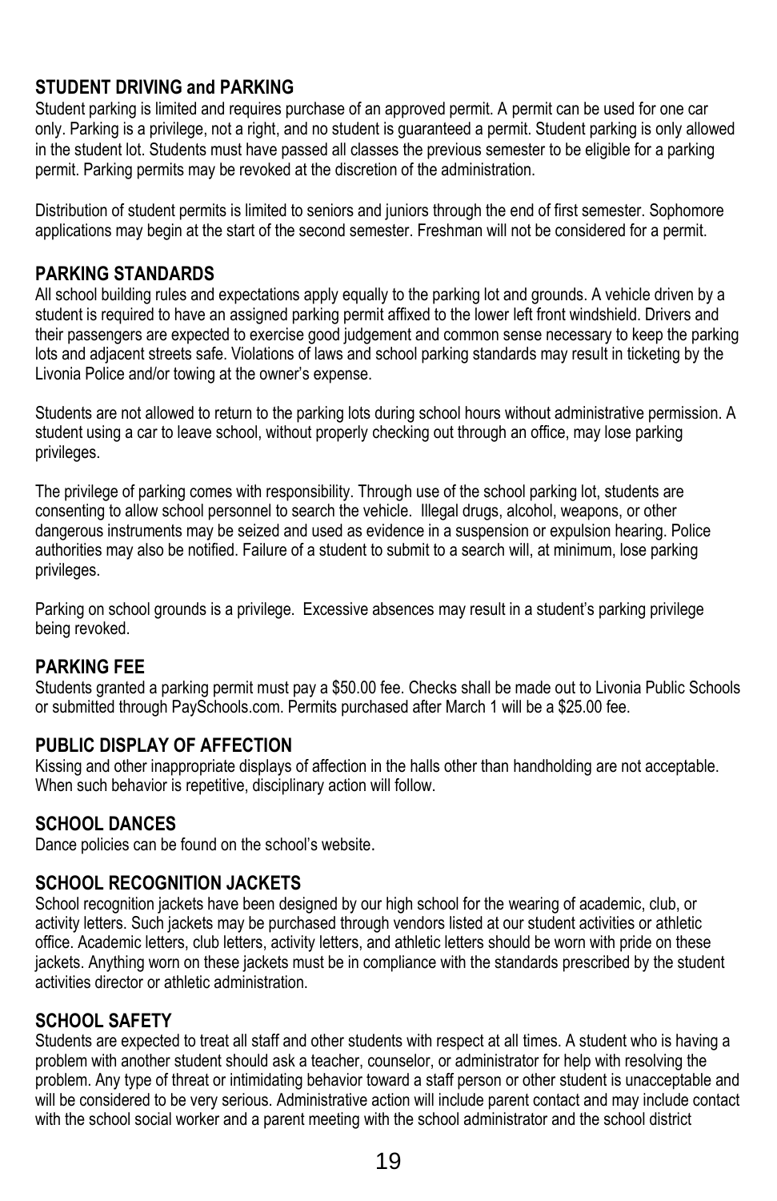## STUDENT DRIVING and PARKING

Student parking is limited and requires purchase of an approved permit. A permit can be used for one car only. Parking is a privilege, not a right, and no student is guaranteed a permit. Student parking is only allowed in the student lot. Students must have passed all classes the previous semester to be eligible for a parking permit. Parking permits may be revoked at the discretion of the administration.

Distribution of student permits is limited to seniors and juniors through the end of first semester. Sophomore applications may begin at the start of the second semester. Freshman will not be considered for a permit.

## PARKING STANDARDS

All school building rules and expectations apply equally to the parking lot and grounds. A vehicle driven by a student is required to have an assigned parking permit affixed to the lower left front windshield. Drivers and their passengers are expected to exercise good judgement and common sense necessary to keep the parking lots and adjacent streets safe. Violations of laws and school parking standards may result in ticketing by the Livonia Police and/or towing at the owner's expense.

Students are not allowed to return to the parking lots during school hours without administrative permission. A student using a car to leave school, without properly checking out through an office, may lose parking privileges.

The privilege of parking comes with responsibility. Through use of the school parking lot, students are consenting to allow school personnel to search the vehicle. Illegal drugs, alcohol, weapons, or other dangerous instruments may be seized and used as evidence in a suspension or expulsion hearing. Police authorities may also be notified. Failure of a student to submit to a search will, at minimum, lose parking privileges.

Parking on school grounds is a privilege. Excessive absences may result in a student's parking privilege being revoked.

## PARKING FEE

Students granted a parking permit must pay a $50.00 fee. Checks shall be made out to Livonia Public Schools or submitted through PaySchools.com. Permits purchased after March 1 will be a $25.00 fee.

## PUBLIC DISPLAY OF AFFECTION

Kissing and other inappropriate displays of affection in the halls other than handholding are not acceptable. When such behavior is repetitive, disciplinary action will follow.

## SCHOOL DANCES

Dance policies can be found on the school's website.

## SCHOOL RECOGNITION JACKETS

School recognition jackets have been designed by our high school for the wearing of academic, club, or activity letters. Such jackets may be purchased through vendors listed at our student activities or athletic office. Academic letters, club letters, activity letters, and athletic letters should be worn with pride on these jackets. Anything worn on these jackets must be in compliance with the standards prescribed by the student activities director or athletic administration.

## SCHOOL SAFETY

Students are expected to treat all staff and other students with respect at all times. A student who is having a problem with another student should ask a teacher, counselor, or administrator for help with resolving the problem. Any type of threat or intimidating behavior toward a staff person or other student is unacceptable and will be considered to be very serious. Administrative action will include parent contact and may include contact with the school social worker and a parent meeting with the school administrator and the school district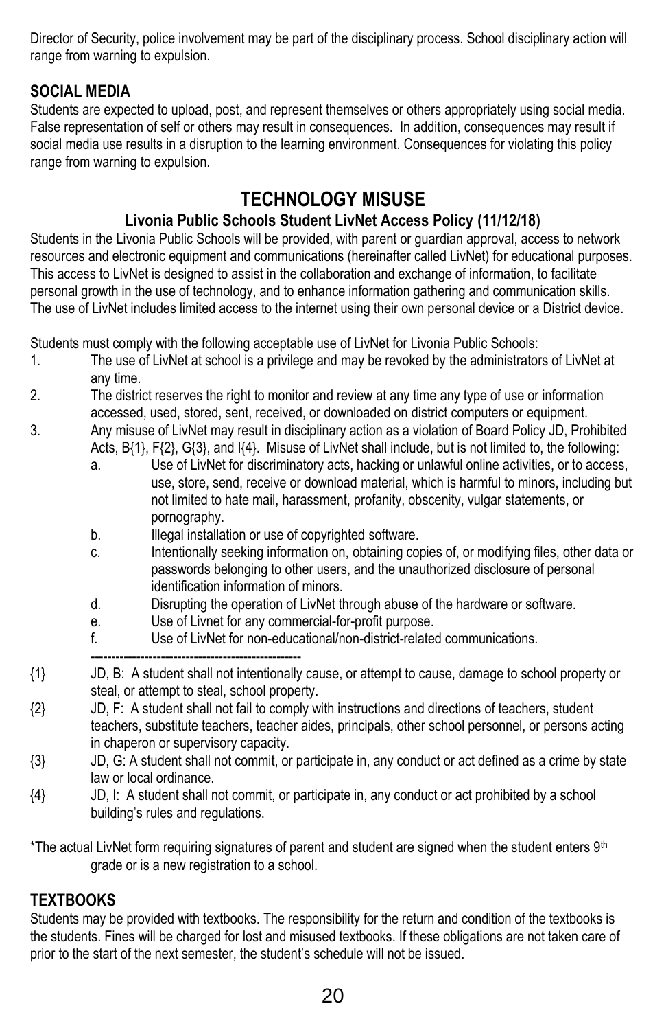Director of Security, police involvement may be part of the disciplinary process. School disciplinary action will range from warning to expulsion.

## SOCIAL MEDIA

Students are expected to upload, post, and represent themselves or others appropriately using social media. False representation of self or others may result in consequences. In addition, consequences may result if social media use results in a disruption to the learning environment. Consequences for violating this policy range from warning to expulsion.

# TECHNOLOGY MISUSE

### Livonia Public Schools Student LivNet Access Policy (11/12/18)

Students in the Livonia Public Schools will be provided, with parent or guardian approval, access to network resources and electronic equipment and communications (hereinafter called LivNet) for educational purposes. This access to LivNet is designed to assist in the collaboration and exchange of information, to facilitate personal growth in the use of technology, and to enhance information gathering and communication skills. The use of LivNet includes limited access to the internet using their own personal device or a District device.

Students must comply with the following acceptable use of LivNet for Livonia Public Schools:

1. The use of LivNet at school is a privilege and may be revoked by the administrators of LivNet at any time.
2. The district reserves the right to monitor and review at any time any type of use or information accessed, used, stored, sent, received, or downloaded on district computers or equipment.
3. Any misuse of LivNet may result in disciplinary action as a violation of Board Policy JD, Prohibited Acts, B{1}, F{2}, G{3}, and I{4}. Misuse of LivNet shall include, but is not limited to, the following:
   a. Use of LivNet for discriminatory acts, hacking or unlawful online activities, or to access, use, store, send, receive or download material, which is harmful to minors, including but not limited to hate mail, harassment, profanity, obscenity, vulgar statements, or pornography.
   b. Illegal installation or use of copyrighted software.
   c. Intentionally seeking information on, obtaining copies of, or modifying files, other data or passwords belonging to other users, and the unauthorized disclosure of personal identification information of minors.
   d. Disrupting the operation of LivNet through abuse of the hardware or software.
   e. Use of Livnet for any commercial-for-profit purpose.
   f. Use of LivNet for non-educational/non-district-related communications.

---

{1} JD, B: A student shall not intentionally cause, or attempt to cause, damage to school property or steal, or attempt to steal, school property.

{2} JD, F: A student shall not fail to comply with instructions and directions of teachers, student teachers, substitute teachers, teacher aides, principals, other school personnel, or persons acting in chaperon or supervisory capacity.

{3} JD, G: A student shall not commit, or participate in, any conduct or act defined as a crime by state law or local ordinance.

{4} JD, I: A student shall not commit, or participate in, any conduct or act prohibited by a school building's rules and regulations.

*The actual LivNet form requiring signatures of parent and student are signed when the student enters 9th grade or is a new registration to a school.

## TEXTBOOKS

Students may be provided with textbooks. The responsibility for the return and condition of the textbooks is the students. Fines will be charged for lost and misused textbooks. If these obligations are not taken care of prior to the start of the next semester, the student's schedule will not be issued.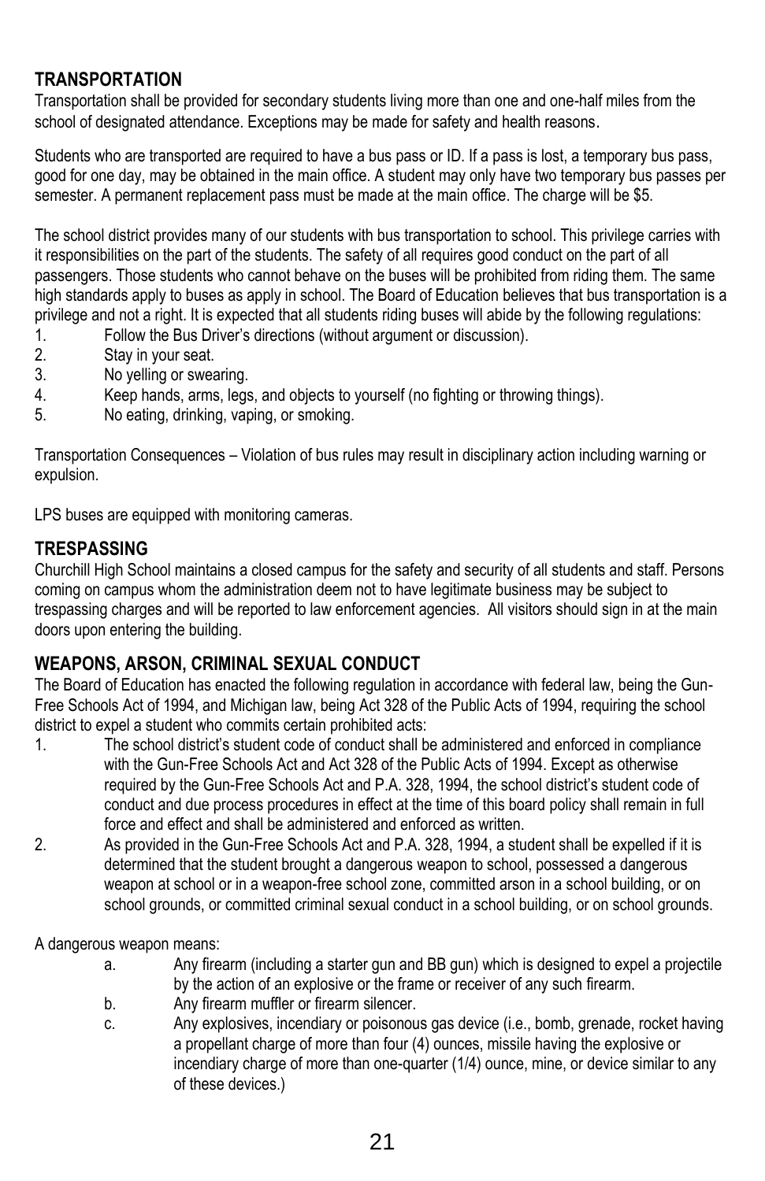## TRANSPORTATION

Transportation shall be provided for secondary students living more than one and one-half miles from the school of designated attendance. Exceptions may be made for safety and health reasons.

Students who are transported are required to have a bus pass or ID. If a pass is lost, a temporary bus pass, good for one day, may be obtained in the main office. A student may only have two temporary bus passes per semester. A permanent replacement pass must be made at the main office. The charge will be $5.

The school district provides many of our students with bus transportation to school. This privilege carries with it responsibilities on the part of the students. The safety of all requires good conduct on the part of all passengers. Those students who cannot behave on the buses will be prohibited from riding them. The same high standards apply to buses as apply in school. The Board of Education believes that bus transportation is a privilege and not a right. It is expected that all students riding buses will abide by the following regulations:

1. Follow the Bus Driver's directions (without argument or discussion).
2. Stay in your seat.
3. No yelling or swearing.
4. Keep hands, arms, legs, and objects to yourself (no fighting or throwing things).
5. No eating, drinking, vaping, or smoking.

Transportation Consequences – Violation of bus rules may result in disciplinary action including warning or expulsion.

LPS buses are equipped with monitoring cameras.

## TRESPASSING

Churchill High School maintains a closed campus for the safety and security of all students and staff. Persons coming on campus whom the administration deem not to have legitimate business may be subject to trespassing charges and will be reported to law enforcement agencies. All visitors should sign in at the main doors upon entering the building.

## WEAPONS, ARSON, CRIMINAL SEXUAL CONDUCT

The Board of Education has enacted the following regulation in accordance with federal law, being the Gun-Free Schools Act of 1994, and Michigan law, being Act 328 of the Public Acts of 1994, requiring the school district to expel a student who commits certain prohibited acts:

1. The school district's student code of conduct shall be administered and enforced in compliance with the Gun-Free Schools Act and Act 328 of the Public Acts of 1994. Except as otherwise required by the Gun-Free Schools Act and P.A. 328, 1994, the school district's student code of conduct and due process procedures in effect at the time of this board policy shall remain in full force and effect and shall be administered and enforced as written.
2. As provided in the Gun-Free Schools Act and P.A. 328, 1994, a student shall be expelled if it is determined that the student brought a dangerous weapon to school, possessed a dangerous weapon at school or in a weapon-free school zone, committed arson in a school building, or on school grounds, or committed criminal sexual conduct in a school building, or on school grounds.

A dangerous weapon means:

a. Any firearm (including a starter gun and BB gun) which is designed to expel a projectile by the action of an explosive or the frame or receiver of any such firearm.
b. Any firearm muffler or firearm silencer.
c. Any explosives, incendiary or poisonous gas device (i.e., bomb, grenade, rocket having a propellant charge of more than four (4) ounces, missile having the explosive or incendiary charge of more than one-quarter (1/4) ounce, mine, or device similar to any of these devices.)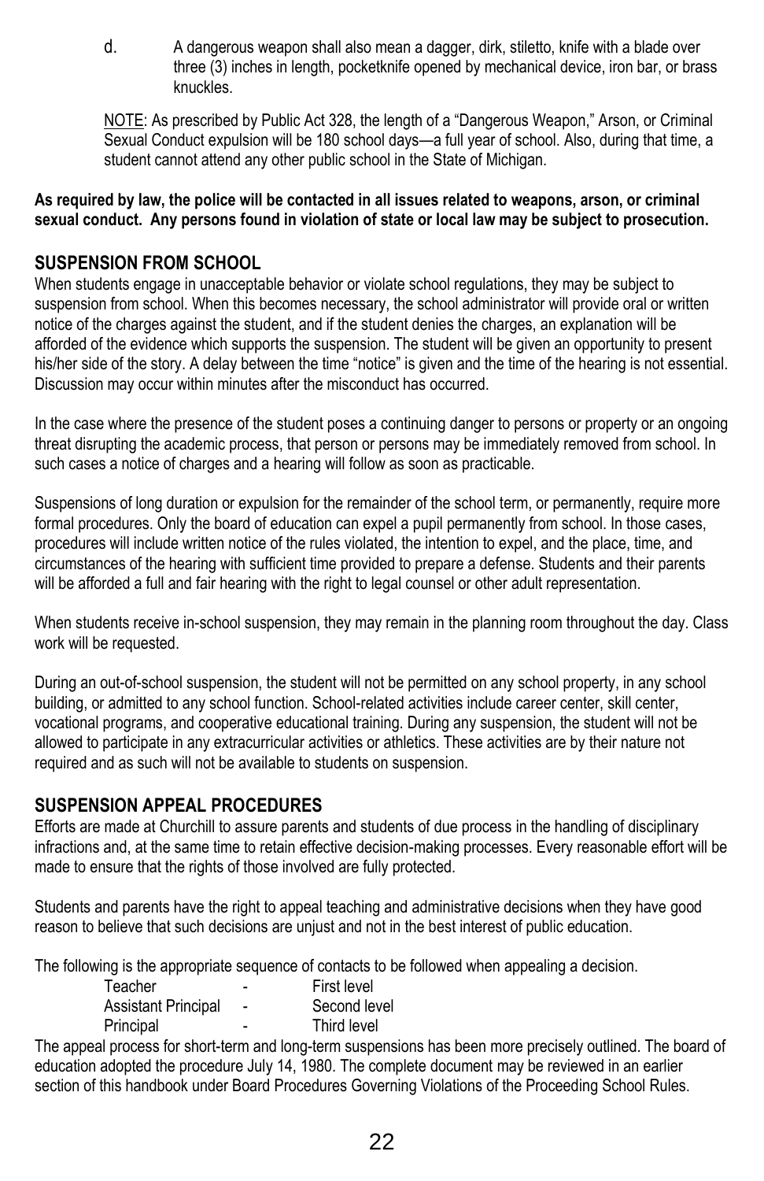d. A dangerous weapon shall also mean a dagger, dirk, stiletto, knife with a blade over three (3) inches in length, pocketknife opened by mechanical device, iron bar, or brass knuckles.

NOTE: As prescribed by Public Act 328, the length of a "Dangerous Weapon," Arson, or Criminal Sexual Conduct expulsion will be 180 school days—a full year of school. Also, during that time, a student cannot attend any other public school in the State of Michigan.

**As required by law, the police will be contacted in all issues related to weapons, arson, or criminal sexual conduct. Any persons found in violation of state or local law may be subject to prosecution.**

## SUSPENSION FROM SCHOOL

When students engage in unacceptable behavior or violate school regulations, they may be subject to suspension from school. When this becomes necessary, the school administrator will provide oral or written notice of the charges against the student, and if the student denies the charges, an explanation will be afforded of the evidence which supports the suspension. The student will be given an opportunity to present his/her side of the story. A delay between the time "notice" is given and the time of the hearing is not essential. Discussion may occur within minutes after the misconduct has occurred.

In the case where the presence of the student poses a continuing danger to persons or property or an ongoing threat disrupting the academic process, that person or persons may be immediately removed from school. In such cases a notice of charges and a hearing will follow as soon as practicable.

Suspensions of long duration or expulsion for the remainder of the school term, or permanently, require more formal procedures. Only the board of education can expel a pupil permanently from school. In those cases, procedures will include written notice of the rules violated, the intention to expel, and the place, time, and circumstances of the hearing with sufficient time provided to prepare a defense. Students and their parents will be afforded a full and fair hearing with the right to legal counsel or other adult representation.

When students receive in-school suspension, they may remain in the planning room throughout the day. Class work will be requested.

During an out-of-school suspension, the student will not be permitted on any school property, in any school building, or admitted to any school function. School-related activities include career center, skill center, vocational programs, and cooperative educational training. During any suspension, the student will not be allowed to participate in any extracurricular activities or athletics. These activities are by their nature not required and as such will not be available to students on suspension.

## SUSPENSION APPEAL PROCEDURES

Efforts are made at Churchill to assure parents and students of due process in the handling of disciplinary infractions and, at the same time to retain effective decision-making processes. Every reasonable effort will be made to ensure that the rights of those involved are fully protected.

Students and parents have the right to appeal teaching and administrative decisions when they have good reason to believe that such decisions are unjust and not in the best interest of public education.

The following is the appropriate sequence of contacts to be followed when appealing a decision.

| | | |
|---|---|---|
| Teacher | - | First level |
| Assistant Principal | - | Second level |
| Principal | - | Third level |

The appeal process for short-term and long-term suspensions has been more precisely outlined. The board of education adopted the procedure July 14, 1980. The complete document may be reviewed in an earlier section of this handbook under Board Procedures Governing Violations of the Proceeding School Rules.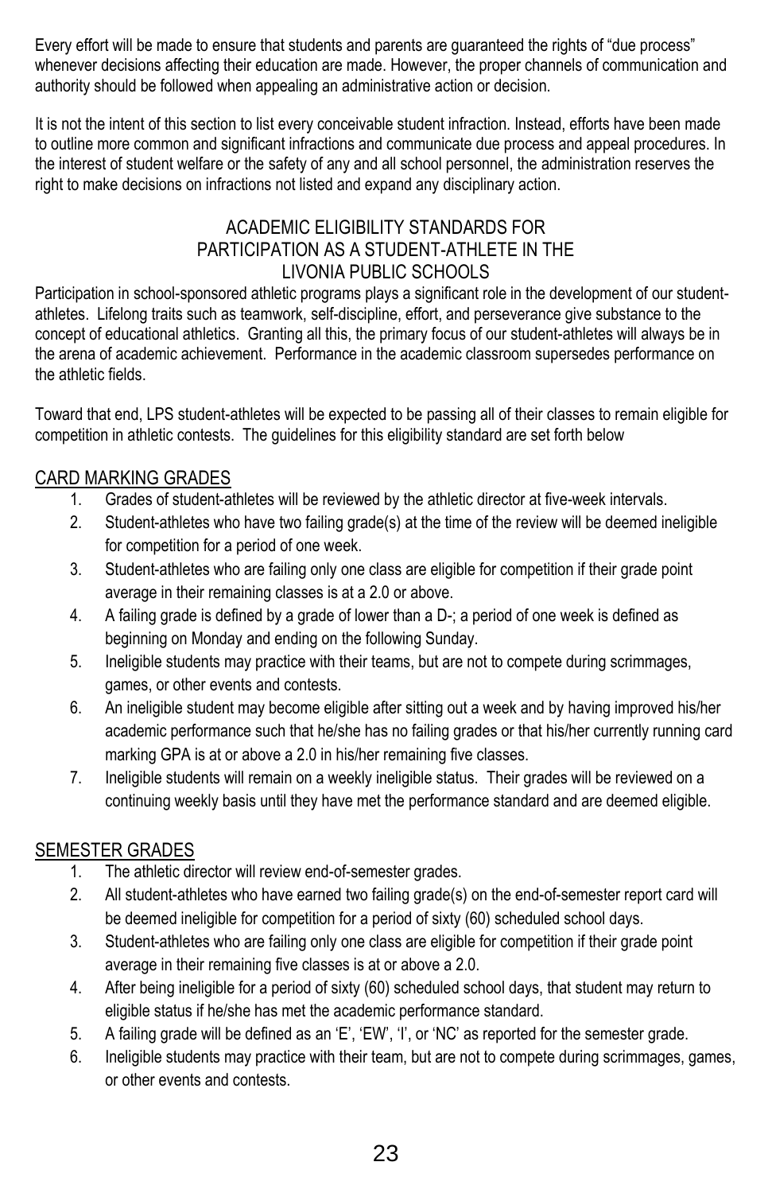Every effort will be made to ensure that students and parents are guaranteed the rights of "due process" whenever decisions affecting their education are made. However, the proper channels of communication and authority should be followed when appealing an administrative action or decision.

It is not the intent of this section to list every conceivable student infraction. Instead, efforts have been made to outline more common and significant infractions and communicate due process and appeal procedures. In the interest of student welfare or the safety of any and all school personnel, the administration reserves the right to make decisions on infractions not listed and expand any disciplinary action.

## ACADEMIC ELIGIBILITY STANDARDS FOR PARTICIPATION AS A STUDENT-ATHLETE IN THE LIVONIA PUBLIC SCHOOLS

Participation in school-sponsored athletic programs plays a significant role in the development of our student-athletes. Lifelong traits such as teamwork, self-discipline, effort, and perseverance give substance to the concept of educational athletics. Granting all this, the primary focus of our student-athletes will always be in the arena of academic achievement. Performance in the academic classroom supersedes performance on the athletic fields.

Toward that end, LPS student-athletes will be expected to be passing all of their classes to remain eligible for competition in athletic contests. The guidelines for this eligibility standard are set forth below

### CARD MARKING GRADES

1. Grades of student-athletes will be reviewed by the athletic director at five-week intervals.
2. Student-athletes who have two failing grade(s) at the time of the review will be deemed ineligible for competition for a period of one week.
3. Student-athletes who are failing only one class are eligible for competition if their grade point average in their remaining classes is at a 2.0 or above.
4. A failing grade is defined by a grade of lower than a D-; a period of one week is defined as beginning on Monday and ending on the following Sunday.
5. Ineligible students may practice with their teams, but are not to compete during scrimmages, games, or other events and contests.
6. An ineligible student may become eligible after sitting out a week and by having improved his/her academic performance such that he/she has no failing grades or that his/her currently running card marking GPA is at or above a 2.0 in his/her remaining five classes.
7. Ineligible students will remain on a weekly ineligible status. Their grades will be reviewed on a continuing weekly basis until they have met the performance standard and are deemed eligible.

### SEMESTER GRADES

1. The athletic director will review end-of-semester grades.
2. All student-athletes who have earned two failing grade(s) on the end-of-semester report card will be deemed ineligible for competition for a period of sixty (60) scheduled school days.
3. Student-athletes who are failing only one class are eligible for competition if their grade point average in their remaining five classes is at or above a 2.0.
4. After being ineligible for a period of sixty (60) scheduled school days, that student may return to eligible status if he/she has met the academic performance standard.
5. A failing grade will be defined as an 'E', 'EW', 'I', or 'NC' as reported for the semester grade.
6. Ineligible students may practice with their team, but are not to compete during scrimmages, games, or other events and contests.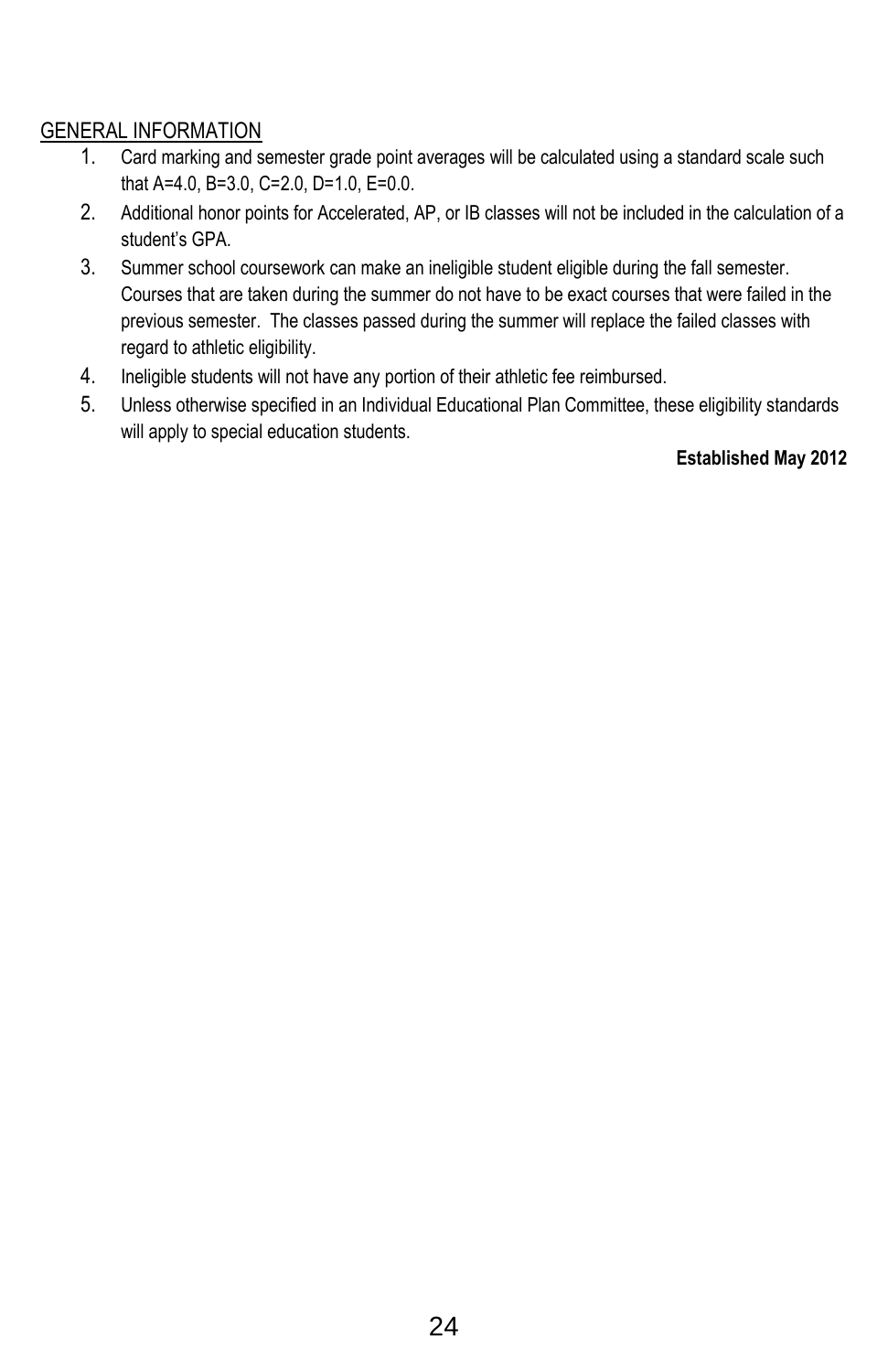## GENERAL INFORMATION

1. Card marking and semester grade point averages will be calculated using a standard scale such that A=4.0, B=3.0, C=2.0, D=1.0, E=0.0.
2. Additional honor points for Accelerated, AP, or IB classes will not be included in the calculation of a student's GPA.
3. Summer school coursework can make an ineligible student eligible during the fall semester. Courses that are taken during the summer do not have to be exact courses that were failed in the previous semester. The classes passed during the summer will replace the failed classes with regard to athletic eligibility.
4. Ineligible students will not have any portion of their athletic fee reimbursed.
5. Unless otherwise specified in an Individual Educational Plan Committee, these eligibility standards will apply to special education students.

**Established May 2012**